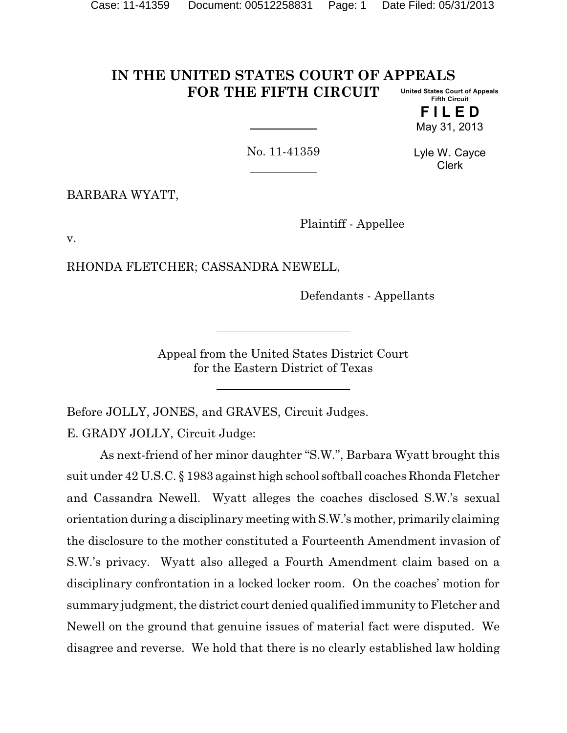# IN THE UNITED STATES COURT OF APPEALS FOR THE FIFTH CIRCUIT

United States Court of Appeals
Fifth Circuit

**FILED**
May 31, 2013

Lyle W. Cayce
Clerk

No. 11-41359

BARBARA WYATT,

Plaintiff - Appellee

v.

RHONDA FLETCHER; CASSANDRA NEWELL,

Defendants - Appellants

Appeal from the United States District Court
for the Eastern District of Texas

Before JOLLY, JONES, and GRAVES, Circuit Judges.

E. GRADY JOLLY, Circuit Judge:

As next-friend of her minor daughter "S.W.", Barbara Wyatt brought this suit under 42 U.S.C. § 1983 against high school softball coaches Rhonda Fletcher and Cassandra Newell. Wyatt alleges the coaches disclosed S.W.'s sexual orientation during a disciplinary meeting with S.W.'s mother, primarily claiming the disclosure to the mother constituted a Fourteenth Amendment invasion of S.W.'s privacy. Wyatt also alleged a Fourth Amendment claim based on a disciplinary confrontation in a locked locker room. On the coaches' motion for summary judgment, the district court denied qualified immunity to Fletcher and Newell on the ground that genuine issues of material fact were disputed. We disagree and reverse. We hold that there is no clearly established law holding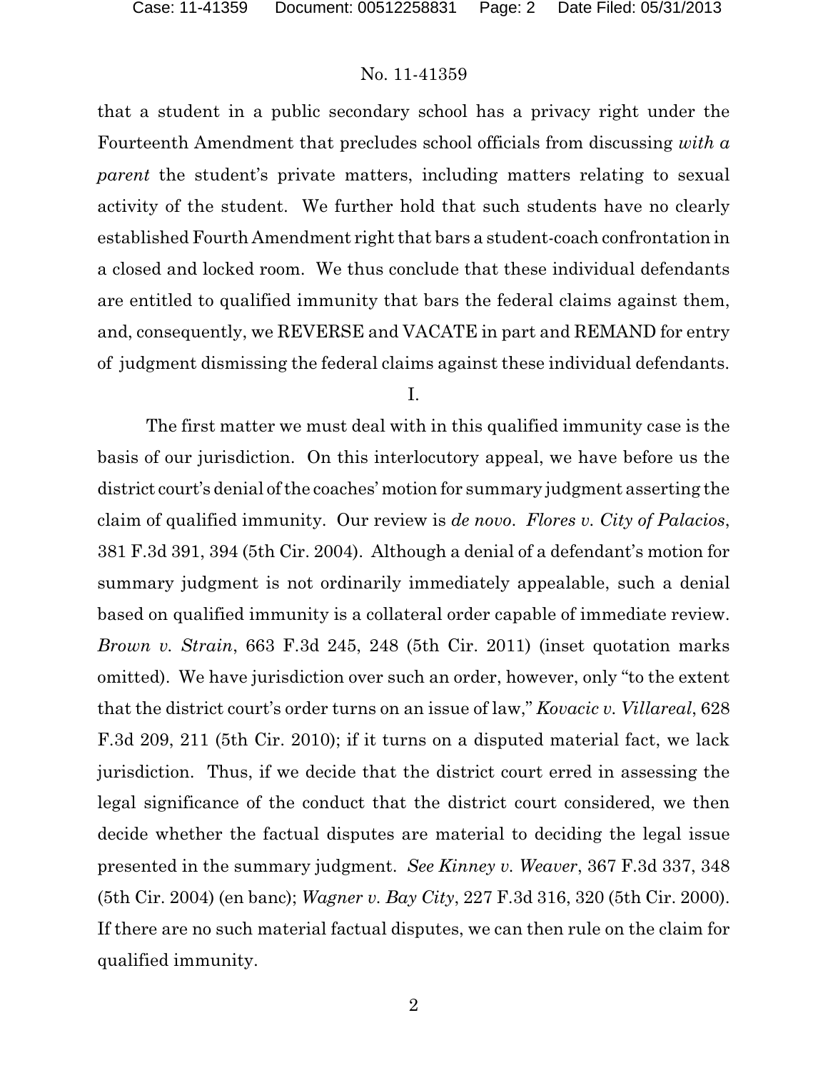that a student in a public secondary school has a privacy right under the Fourteenth Amendment that precludes school officials from discussing *with a parent* the student's private matters, including matters relating to sexual activity of the student. We further hold that such students have no clearly established Fourth Amendment right that bars a student-coach confrontation in a closed and locked room. We thus conclude that these individual defendants are entitled to qualified immunity that bars the federal claims against them, and, consequently, we REVERSE and VACATE in part and REMAND for entry of judgment dismissing the federal claims against these individual defendants.

I.

The first matter we must deal with in this qualified immunity case is the basis of our jurisdiction. On this interlocutory appeal, we have before us the district court's denial of the coaches' motion for summary judgment asserting the claim of qualified immunity. Our review is *de novo*. *Flores v. City of Palacios*, 381 F.3d 391, 394 (5th Cir. 2004). Although a denial of a defendant's motion for summary judgment is not ordinarily immediately appealable, such a denial based on qualified immunity is a collateral order capable of immediate review. *Brown v. Strain*, 663 F.3d 245, 248 (5th Cir. 2011) (inset quotation marks omitted). We have jurisdiction over such an order, however, only "to the extent that the district court's order turns on an issue of law," *Kovacic v. Villareal*, 628 F.3d 209, 211 (5th Cir. 2010); if it turns on a disputed material fact, we lack jurisdiction. Thus, if we decide that the district court erred in assessing the legal significance of the conduct that the district court considered, we then decide whether the factual disputes are material to deciding the legal issue presented in the summary judgment. *See Kinney v. Weaver*, 367 F.3d 337, 348 (5th Cir. 2004) (en banc); *Wagner v. Bay City*, 227 F.3d 316, 320 (5th Cir. 2000). If there are no such material factual disputes, we can then rule on the claim for qualified immunity.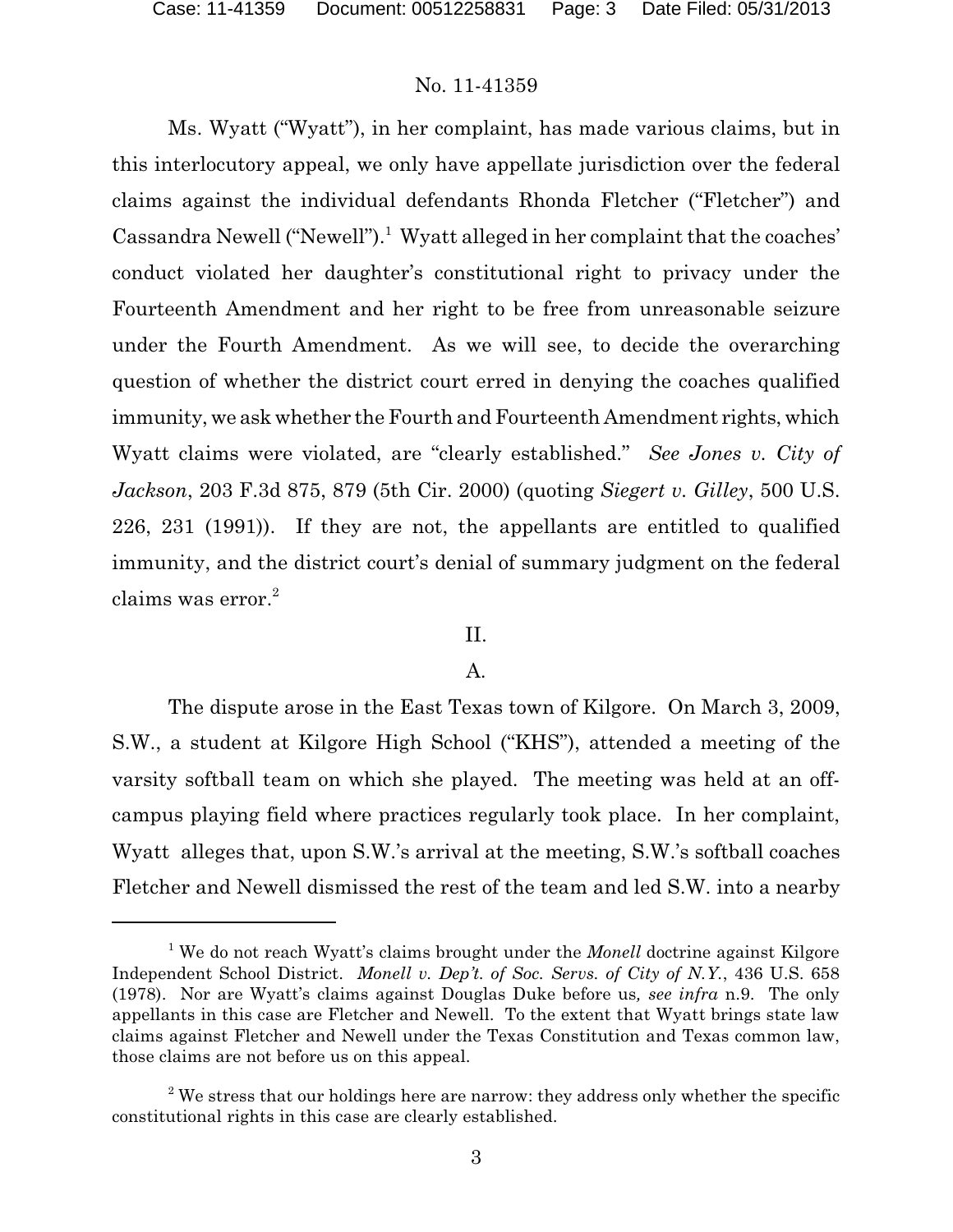Ms. Wyatt ("Wyatt"), in her complaint, has made various claims, but in this interlocutory appeal, we only have appellate jurisdiction over the federal claims against the individual defendants Rhonda Fletcher ("Fletcher") and Cassandra Newell ("Newell").[1] Wyatt alleged in her complaint that the coaches' conduct violated her daughter's constitutional right to privacy under the Fourteenth Amendment and her right to be free from unreasonable seizure under the Fourth Amendment. As we will see, to decide the overarching question of whether the district court erred in denying the coaches qualified immunity, we ask whether the Fourth and Fourteenth Amendment rights, which Wyatt claims were violated, are "clearly established." *See Jones v. City of Jackson*, 203 F.3d 875, 879 (5th Cir. 2000) (quoting *Siegert v. Gilley*, 500 U.S. 226, 231 (1991)). If they are not, the appellants are entitled to qualified immunity, and the district court's denial of summary judgment on the federal claims was error.[2]

## II.

### A.

The dispute arose in the East Texas town of Kilgore. On March 3, 2009, S.W., a student at Kilgore High School ("KHS"), attended a meeting of the varsity softball team on which she played. The meeting was held at an off-campus playing field where practices regularly took place. In her complaint, Wyatt alleges that, upon S.W.'s arrival at the meeting, S.W.'s softball coaches Fletcher and Newell dismissed the rest of the team and led S.W. into a nearby

---

[1] We do not reach Wyatt's claims brought under the *Monell* doctrine against Kilgore Independent School District. *Monell v. Dep't. of Soc. Servs. of City of N.Y.*, 436 U.S. 658 (1978). Nor are Wyatt's claims against Douglas Duke before us, *see infra* n.9. The only appellants in this case are Fletcher and Newell. To the extent that Wyatt brings state law claims against Fletcher and Newell under the Texas Constitution and Texas common law, those claims are not before us on this appeal.

[2] We stress that our holdings here are narrow: they address only whether the specific constitutional rights in this case are clearly established.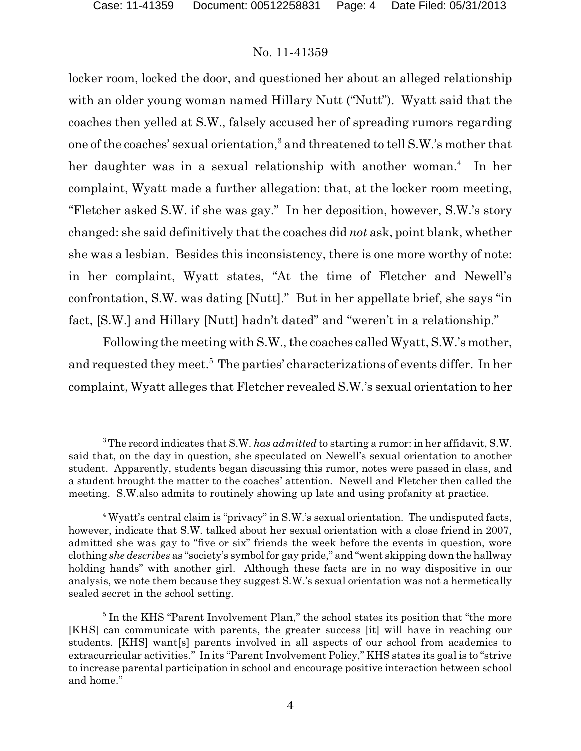locker room, locked the door, and questioned her about an alleged relationship with an older young woman named Hillary Nutt ("Nutt"). Wyatt said that the coaches then yelled at S.W., falsely accused her of spreading rumors regarding one of the coaches' sexual orientation,[3] and threatened to tell S.W.'s mother that her daughter was in a sexual relationship with another woman.[4] In her complaint, Wyatt made a further allegation: that, at the locker room meeting, "Fletcher asked S.W. if she was gay." In her deposition, however, S.W.'s story changed: she said definitively that the coaches did *not* ask, point blank, whether she was a lesbian. Besides this inconsistency, there is one more worthy of note: in her complaint, Wyatt states, "At the time of Fletcher and Newell's confrontation, S.W. was dating [Nutt]." But in her appellate brief, she says "in fact, [S.W.] and Hillary [Nutt] hadn't dated" and "weren't in a relationship."

Following the meeting with S.W., the coaches called Wyatt, S.W.'s mother, and requested they meet.[5] The parties' characterizations of events differ. In her complaint, Wyatt alleges that Fletcher revealed S.W.'s sexual orientation to her

---

[3] The record indicates that S.W. *has admitted* to starting a rumor: in her affidavit, S.W. said that, on the day in question, she speculated on Newell's sexual orientation to another student. Apparently, students began discussing this rumor, notes were passed in class, and a student brought the matter to the coaches' attention. Newell and Fletcher then called the meeting. S.W.also admits to routinely showing up late and using profanity at practice.

[4] Wyatt's central claim is "privacy" in S.W.'s sexual orientation. The undisputed facts, however, indicate that S.W. talked about her sexual orientation with a close friend in 2007, admitted she was gay to "five or six" friends the week before the events in question, wore clothing *she describes* as "society's symbol for gay pride," and "went skipping down the hallway holding hands" with another girl. Although these facts are in no way dispositive in our analysis, we note them because they suggest S.W.'s sexual orientation was not a hermetically sealed secret in the school setting.

[5] In the KHS "Parent Involvement Plan," the school states its position that "the more [KHS] can communicate with parents, the greater success [it] will have in reaching our students. [KHS] want[s] parents involved in all aspects of our school from academics to extracurricular activities." In its "Parent Involvement Policy," KHS states its goal is to "strive to increase parental participation in school and encourage positive interaction between school and home."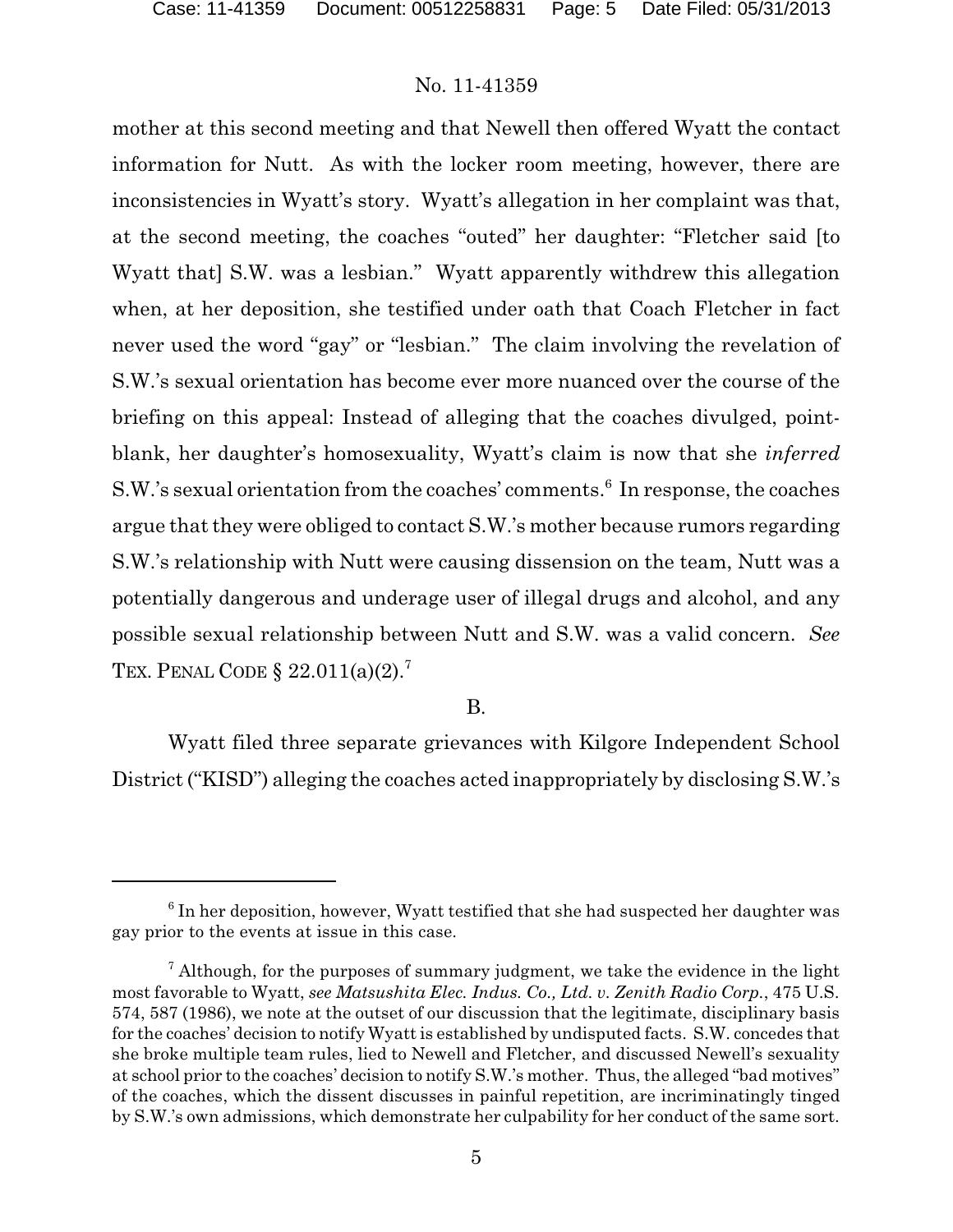mother at this second meeting and that Newell then offered Wyatt the contact information for Nutt. As with the locker room meeting, however, there are inconsistencies in Wyatt's story. Wyatt's allegation in her complaint was that, at the second meeting, the coaches "outed" her daughter: "Fletcher said [to Wyatt that] S.W. was a lesbian." Wyatt apparently withdrew this allegation when, at her deposition, she testified under oath that Coach Fletcher in fact never used the word "gay" or "lesbian." The claim involving the revelation of S.W.'s sexual orientation has become ever more nuanced over the course of the briefing on this appeal: Instead of alleging that the coaches divulged, point-blank, her daughter's homosexuality, Wyatt's claim is now that she *inferred* S.W.'s sexual orientation from the coaches' comments.[6] In response, the coaches argue that they were obliged to contact S.W.'s mother because rumors regarding S.W.'s relationship with Nutt were causing dissension on the team, Nutt was a potentially dangerous and underage user of illegal drugs and alcohol, and any possible sexual relationship between Nutt and S.W. was a valid concern. *See* TEX. PENAL CODE § 22.011(a)(2).[7]

B.

Wyatt filed three separate grievances with Kilgore Independent School District ("KISD") alleging the coaches acted inappropriately by disclosing S.W.'s

[6] In her deposition, however, Wyatt testified that she had suspected her daughter was gay prior to the events at issue in this case.

[7] Although, for the purposes of summary judgment, we take the evidence in the light most favorable to Wyatt, *see Matsushita Elec. Indus. Co., Ltd. v. Zenith Radio Corp.*, 475 U.S. 574, 587 (1986), we note at the outset of our discussion that the legitimate, disciplinary basis for the coaches' decision to notify Wyatt is established by undisputed facts. S.W. concedes that she broke multiple team rules, lied to Newell and Fletcher, and discussed Newell's sexuality at school prior to the coaches' decision to notify S.W.'s mother. Thus, the alleged "bad motives" of the coaches, which the dissent discusses in painful repetition, are incriminatingly tinged by S.W.'s own admissions, which demonstrate her culpability for her conduct of the same sort.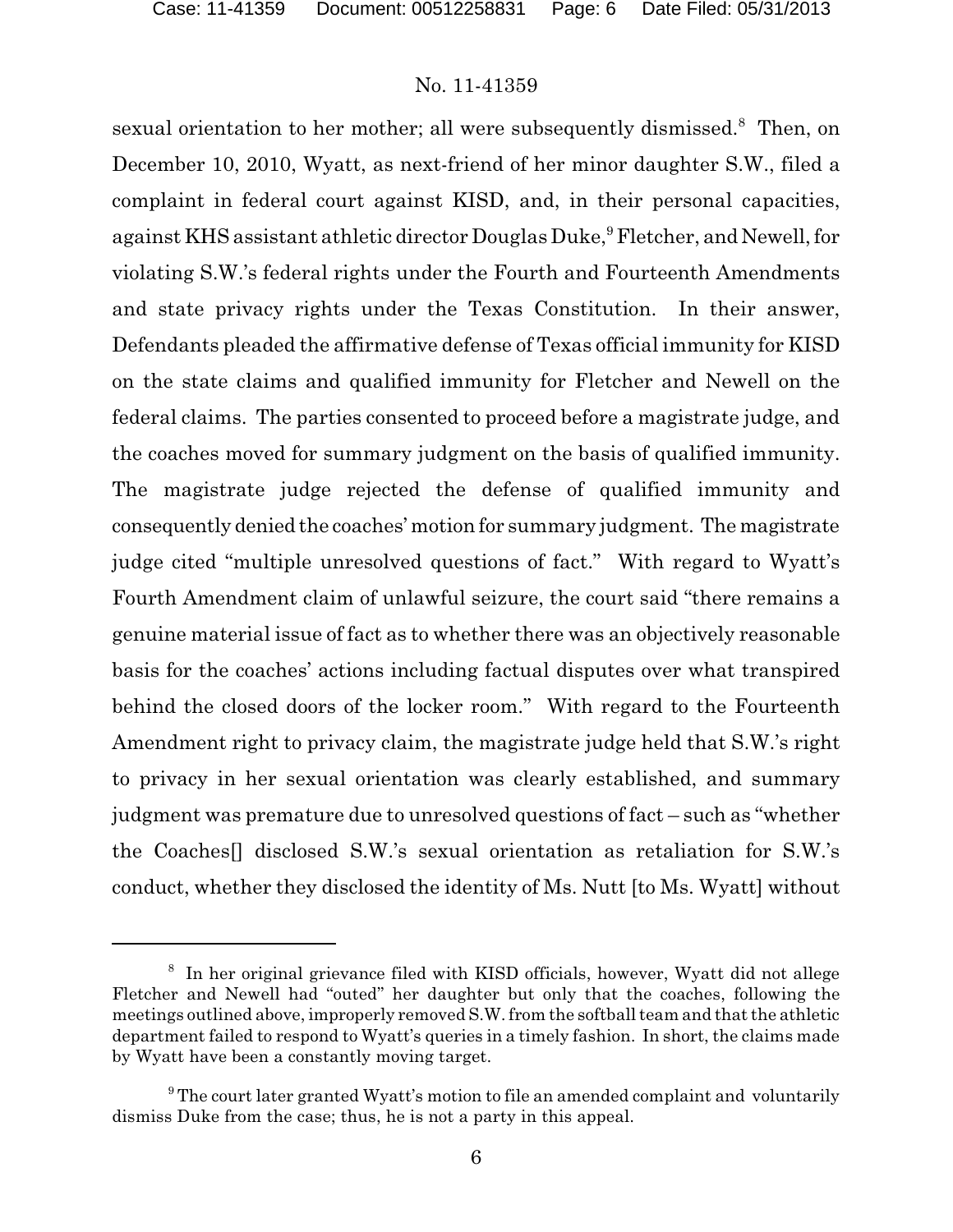sexual orientation to her mother; all were subsequently dismissed.[8] Then, on December 10, 2010, Wyatt, as next-friend of her minor daughter S.W., filed a complaint in federal court against KISD, and, in their personal capacities, against KHS assistant athletic director Douglas Duke,[9] Fletcher, and Newell, for violating S.W.'s federal rights under the Fourth and Fourteenth Amendments and state privacy rights under the Texas Constitution. In their answer, Defendants pleaded the affirmative defense of Texas official immunity for KISD on the state claims and qualified immunity for Fletcher and Newell on the federal claims. The parties consented to proceed before a magistrate judge, and the coaches moved for summary judgment on the basis of qualified immunity. The magistrate judge rejected the defense of qualified immunity and consequently denied the coaches' motion for summary judgment. The magistrate judge cited "multiple unresolved questions of fact." With regard to Wyatt's Fourth Amendment claim of unlawful seizure, the court said "there remains a genuine material issue of fact as to whether there was an objectively reasonable basis for the coaches' actions including factual disputes over what transpired behind the closed doors of the locker room." With regard to the Fourteenth Amendment right to privacy claim, the magistrate judge held that S.W.'s right to privacy in her sexual orientation was clearly established, and summary judgment was premature due to unresolved questions of fact – such as "whether the Coaches[] disclosed S.W.'s sexual orientation as retaliation for S.W.'s conduct, whether they disclosed the identity of Ms. Nutt [to Ms. Wyatt] without

---

[8] In her original grievance filed with KISD officials, however, Wyatt did not allege Fletcher and Newell had "outed" her daughter but only that the coaches, following the meetings outlined above, improperly removed S.W. from the softball team and that the athletic department failed to respond to Wyatt's queries in a timely fashion. In short, the claims made by Wyatt have been a constantly moving target.

[9] The court later granted Wyatt's motion to file an amended complaint and voluntarily dismiss Duke from the case; thus, he is not a party in this appeal.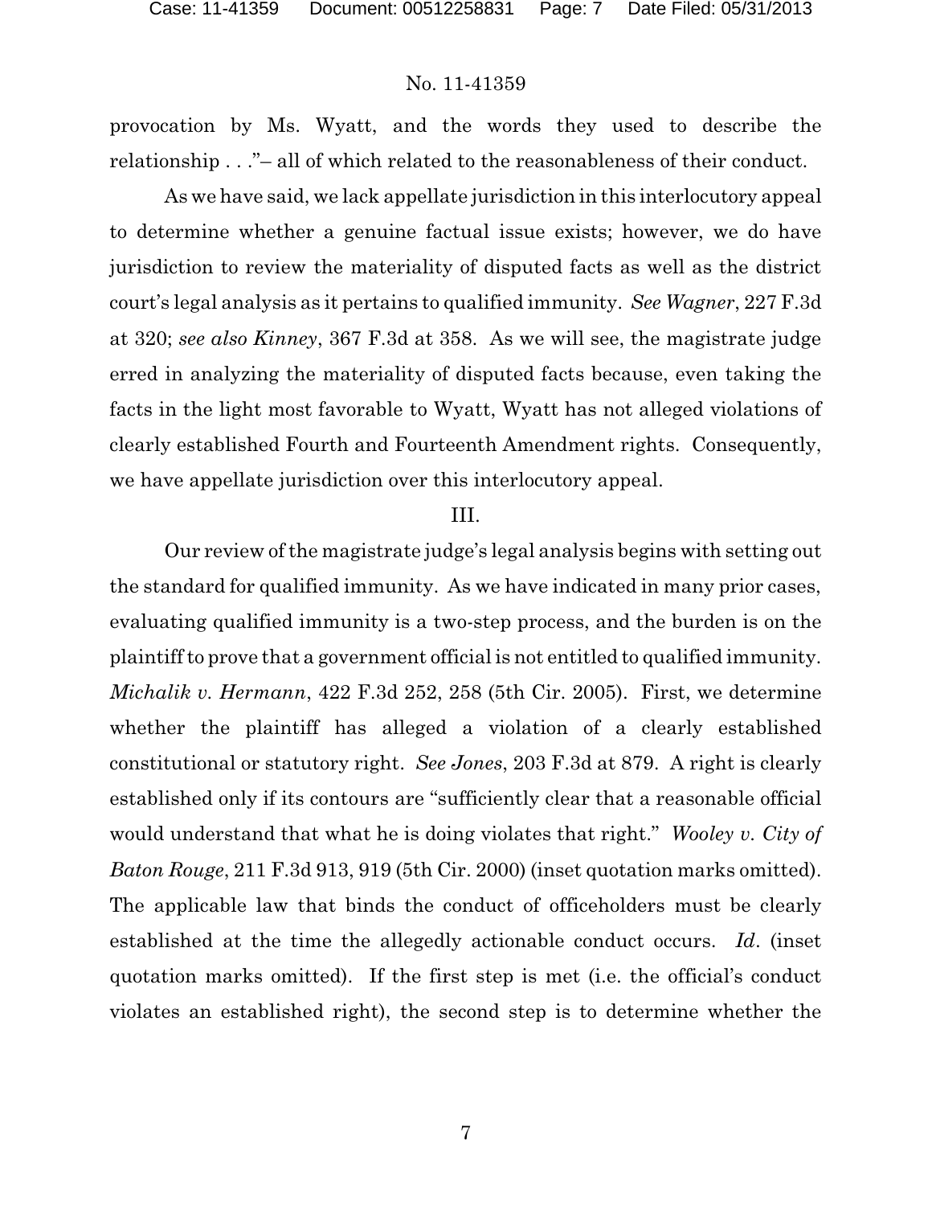provocation by Ms. Wyatt, and the words they used to describe the relationship . . ."– all of which related to the reasonableness of their conduct.

As we have said, we lack appellate jurisdiction in this interlocutory appeal to determine whether a genuine factual issue exists; however, we do have jurisdiction to review the materiality of disputed facts as well as the district court's legal analysis as it pertains to qualified immunity. *See Wagner*, 227 F.3d at 320; *see also Kinney*, 367 F.3d at 358. As we will see, the magistrate judge erred in analyzing the materiality of disputed facts because, even taking the facts in the light most favorable to Wyatt, Wyatt has not alleged violations of clearly established Fourth and Fourteenth Amendment rights. Consequently, we have appellate jurisdiction over this interlocutory appeal.

III.

Our review of the magistrate judge's legal analysis begins with setting out the standard for qualified immunity. As we have indicated in many prior cases, evaluating qualified immunity is a two-step process, and the burden is on the plaintiff to prove that a government official is not entitled to qualified immunity. *Michalik v. Hermann*, 422 F.3d 252, 258 (5th Cir. 2005). First, we determine whether the plaintiff has alleged a violation of a clearly established constitutional or statutory right. *See Jones*, 203 F.3d at 879. A right is clearly established only if its contours are "sufficiently clear that a reasonable official would understand that what he is doing violates that right." *Wooley v. City of Baton Rouge*, 211 F.3d 913, 919 (5th Cir. 2000) (inset quotation marks omitted). The applicable law that binds the conduct of officeholders must be clearly established at the time the allegedly actionable conduct occurs. *Id*. (inset quotation marks omitted). If the first step is met (i.e. the official's conduct violates an established right), the second step is to determine whether the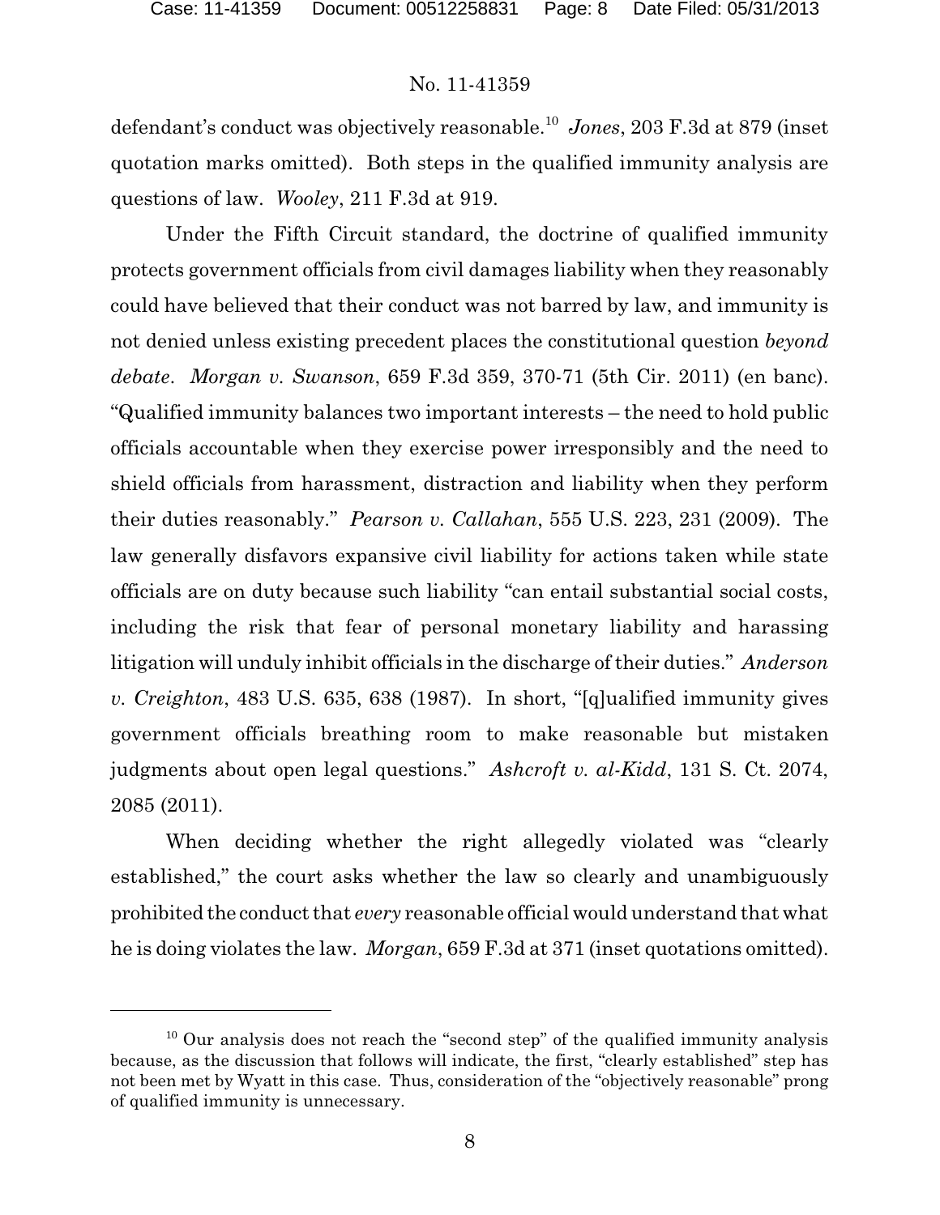defendant's conduct was objectively reasonable.[10] *Jones*, 203 F.3d at 879 (inset quotation marks omitted). Both steps in the qualified immunity analysis are questions of law. *Wooley*, 211 F.3d at 919.

Under the Fifth Circuit standard, the doctrine of qualified immunity protects government officials from civil damages liability when they reasonably could have believed that their conduct was not barred by law, and immunity is not denied unless existing precedent places the constitutional question *beyond debate*. *Morgan v. Swanson*, 659 F.3d 359, 370-71 (5th Cir. 2011) (en banc). "Qualified immunity balances two important interests – the need to hold public officials accountable when they exercise power irresponsibly and the need to shield officials from harassment, distraction and liability when they perform their duties reasonably." *Pearson v. Callahan*, 555 U.S. 223, 231 (2009). The law generally disfavors expansive civil liability for actions taken while state officials are on duty because such liability "can entail substantial social costs, including the risk that fear of personal monetary liability and harassing litigation will unduly inhibit officials in the discharge of their duties." *Anderson v. Creighton*, 483 U.S. 635, 638 (1987). In short, "[q]ualified immunity gives government officials breathing room to make reasonable but mistaken judgments about open legal questions." *Ashcroft v. al-Kidd*, 131 S. Ct. 2074, 2085 (2011).

When deciding whether the right allegedly violated was "clearly established," the court asks whether the law so clearly and unambiguously prohibited the conduct that *every* reasonable official would understand that what he is doing violates the law. *Morgan*, 659 F.3d at 371 (inset quotations omitted).

---

[10] Our analysis does not reach the "second step" of the qualified immunity analysis because, as the discussion that follows will indicate, the first, "clearly established" step has not been met by Wyatt in this case. Thus, consideration of the "objectively reasonable" prong of qualified immunity is unnecessary.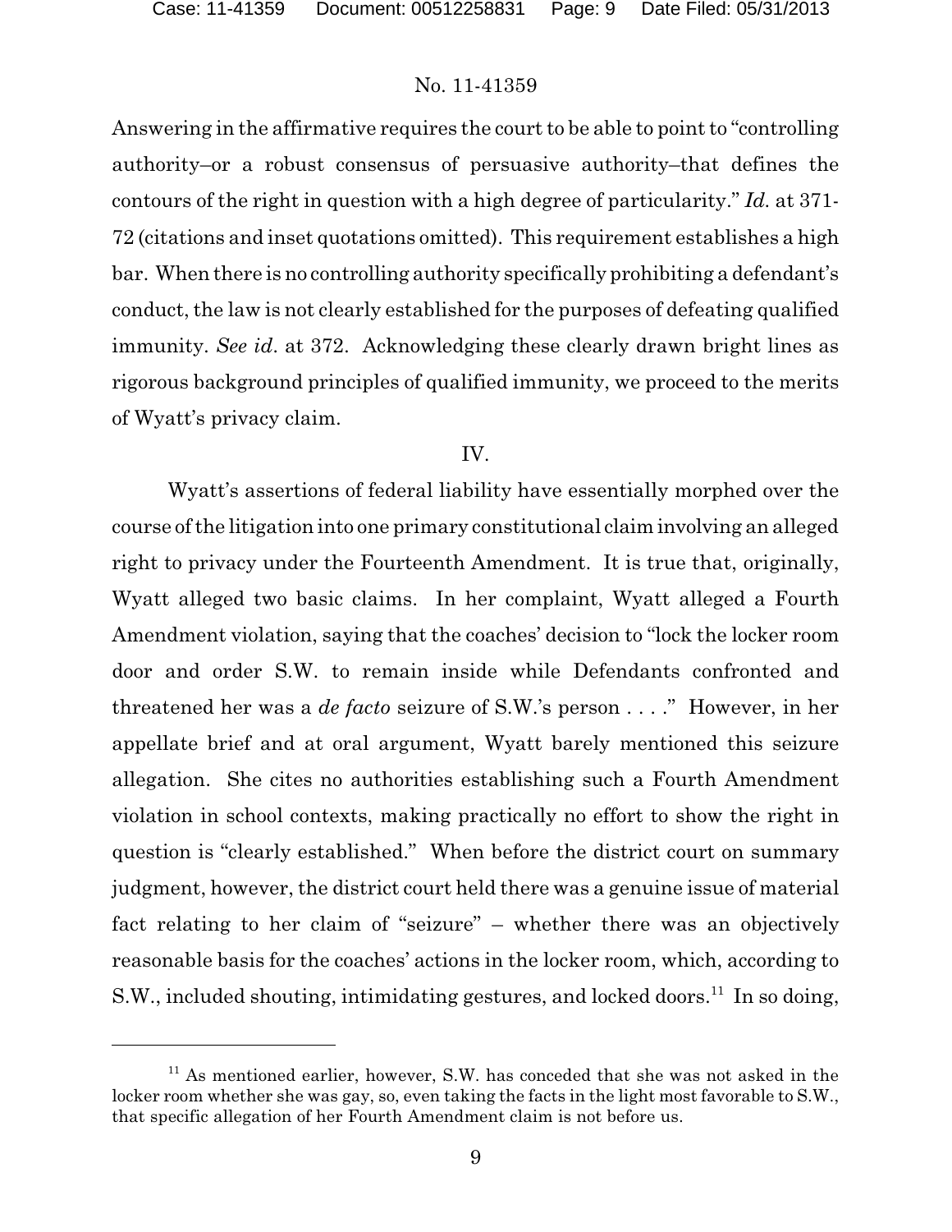Answering in the affirmative requires the court to be able to point to "controlling authority–or a robust consensus of persuasive authority–that defines the contours of the right in question with a high degree of particularity." *Id.* at 371-72 (citations and inset quotations omitted). This requirement establishes a high bar. When there is no controlling authority specifically prohibiting a defendant's conduct, the law is not clearly established for the purposes of defeating qualified immunity. *See id.* at 372. Acknowledging these clearly drawn bright lines as rigorous background principles of qualified immunity, we proceed to the merits of Wyatt's privacy claim.

IV.

Wyatt's assertions of federal liability have essentially morphed over the course of the litigation into one primary constitutional claim involving an alleged right to privacy under the Fourteenth Amendment. It is true that, originally, Wyatt alleged two basic claims. In her complaint, Wyatt alleged a Fourth Amendment violation, saying that the coaches' decision to "lock the locker room door and order S.W. to remain inside while Defendants confronted and threatened her was a *de facto* seizure of S.W.'s person . . . ." However, in her appellate brief and at oral argument, Wyatt barely mentioned this seizure allegation. She cites no authorities establishing such a Fourth Amendment violation in school contexts, making practically no effort to show the right in question is "clearly established." When before the district court on summary judgment, however, the district court held there was a genuine issue of material fact relating to her claim of "seizure" – whether there was an objectively reasonable basis for the coaches' actions in the locker room, which, according to S.W., included shouting, intimidating gestures, and locked doors.[11] In so doing,

[11] As mentioned earlier, however, S.W. has conceded that she was not asked in the locker room whether she was gay, so, even taking the facts in the light most favorable to S.W., that specific allegation of her Fourth Amendment claim is not before us.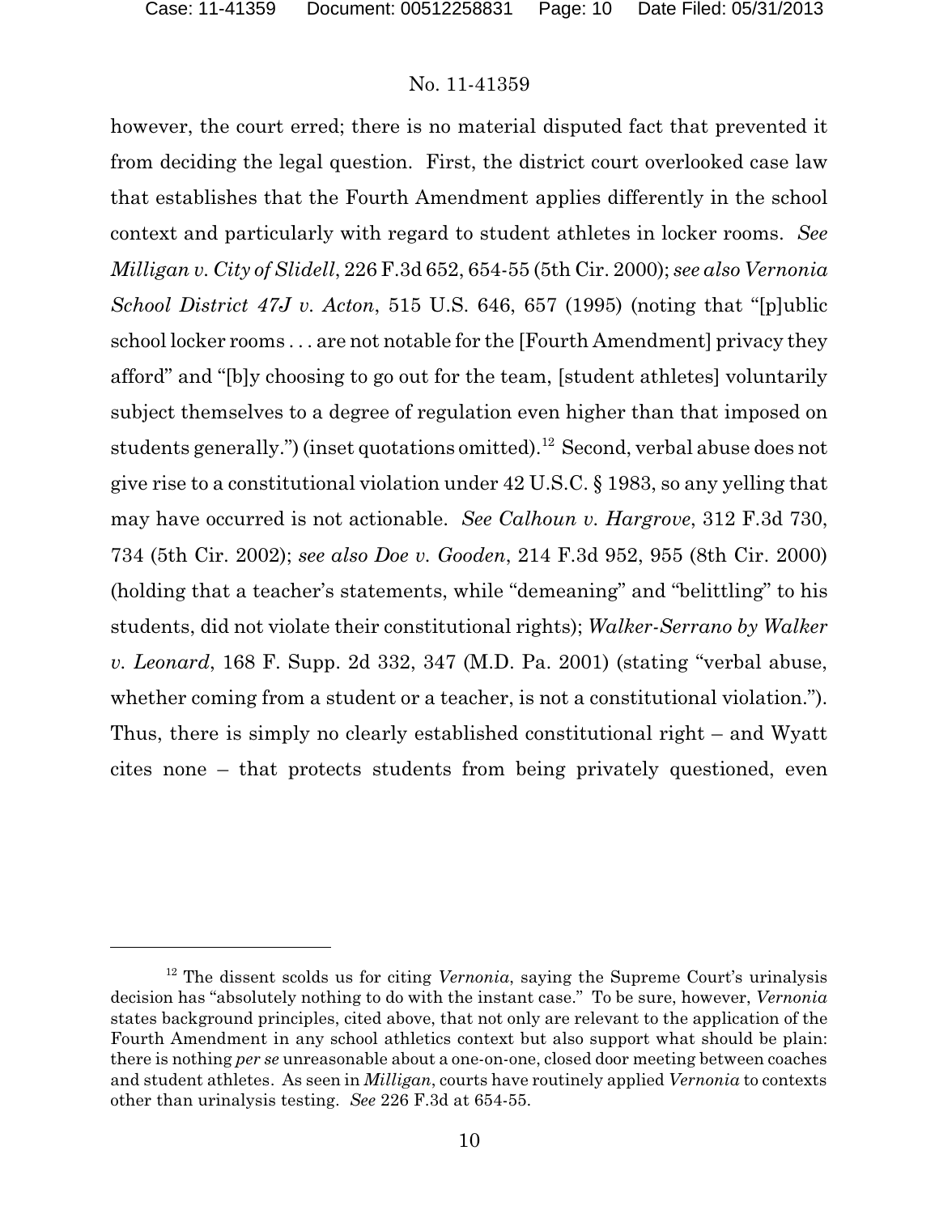however, the court erred; there is no material disputed fact that prevented it from deciding the legal question. First, the district court overlooked case law that establishes that the Fourth Amendment applies differently in the school context and particularly with regard to student athletes in locker rooms. *See Milligan v. City of Slidell*, 226 F.3d 652, 654-55 (5th Cir. 2000); *see also Vernonia School District 47J v. Acton*, 515 U.S. 646, 657 (1995) (noting that "[p]ublic school locker rooms . . . are not notable for the [Fourth Amendment] privacy they afford" and "[b]y choosing to go out for the team, [student athletes] voluntarily subject themselves to a degree of regulation even higher than that imposed on students generally.") (inset quotations omitted).[12] Second, verbal abuse does not give rise to a constitutional violation under 42 U.S.C. § 1983, so any yelling that may have occurred is not actionable. *See Calhoun v. Hargrove*, 312 F.3d 730, 734 (5th Cir. 2002); *see also Doe v. Gooden*, 214 F.3d 952, 955 (8th Cir. 2000) (holding that a teacher's statements, while "demeaning" and "belittling" to his students, did not violate their constitutional rights); *Walker-Serrano by Walker v. Leonard*, 168 F. Supp. 2d 332, 347 (M.D. Pa. 2001) (stating "verbal abuse, whether coming from a student or a teacher, is not a constitutional violation."). Thus, there is simply no clearly established constitutional right – and Wyatt cites none – that protects students from being privately questioned, even

[12] The dissent scolds us for citing *Vernonia*, saying the Supreme Court's urinalysis decision has "absolutely nothing to do with the instant case." To be sure, however, *Vernonia* states background principles, cited above, that not only are relevant to the application of the Fourth Amendment in any school athletics context but also support what should be plain: there is nothing *per se* unreasonable about a one-on-one, closed door meeting between coaches and student athletes. As seen in *Milligan*, courts have routinely applied *Vernonia* to contexts other than urinalysis testing. *See* 226 F.3d at 654-55.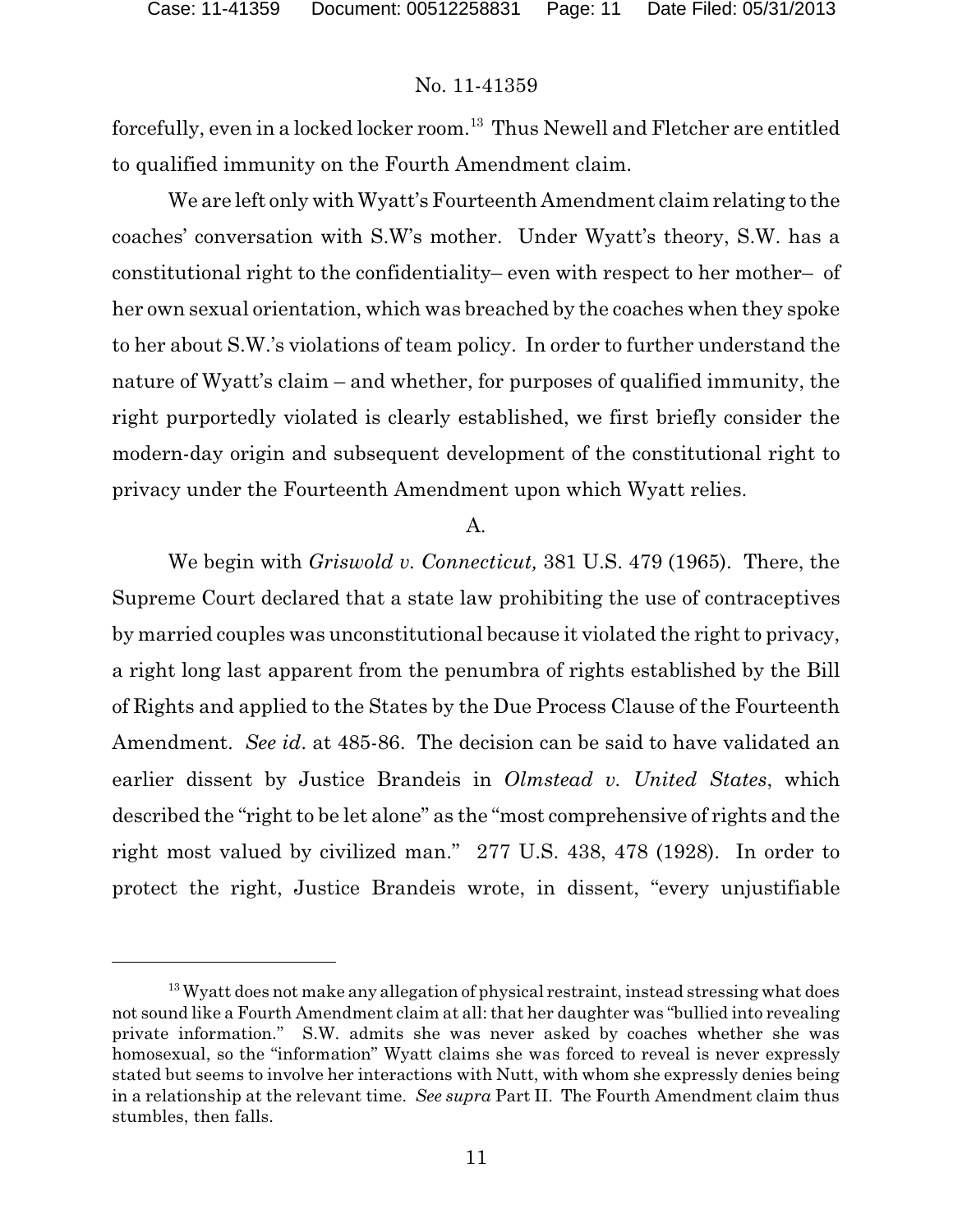forcefully, even in a locked locker room.[13] Thus Newell and Fletcher are entitled to qualified immunity on the Fourth Amendment claim.

We are left only with Wyatt's Fourteenth Amendment claim relating to the coaches' conversation with S.W's mother. Under Wyatt's theory, S.W. has a constitutional right to the confidentiality– even with respect to her mother– of her own sexual orientation, which was breached by the coaches when they spoke to her about S.W.'s violations of team policy. In order to further understand the nature of Wyatt's claim – and whether, for purposes of qualified immunity, the right purportedly violated is clearly established, we first briefly consider the modern-day origin and subsequent development of the constitutional right to privacy under the Fourteenth Amendment upon which Wyatt relies.

A.

We begin with *Griswold v. Connecticut,* 381 U.S. 479 (1965). There, the Supreme Court declared that a state law prohibiting the use of contraceptives by married couples was unconstitutional because it violated the right to privacy, a right long last apparent from the penumbra of rights established by the Bill of Rights and applied to the States by the Due Process Clause of the Fourteenth Amendment. *See id*. at 485-86. The decision can be said to have validated an earlier dissent by Justice Brandeis in *Olmstead v. United States*, which described the "right to be let alone" as the "most comprehensive of rights and the right most valued by civilized man." 277 U.S. 438, 478 (1928). In order to protect the right, Justice Brandeis wrote, in dissent, "every unjustifiable

[13] Wyatt does not make any allegation of physical restraint, instead stressing what does not sound like a Fourth Amendment claim at all: that her daughter was "bullied into revealing private information." S.W. admits she was never asked by coaches whether she was homosexual, so the "information" Wyatt claims she was forced to reveal is never expressly stated but seems to involve her interactions with Nutt, with whom she expressly denies being in a relationship at the relevant time. *See supra* Part II. The Fourth Amendment claim thus stumbles, then falls.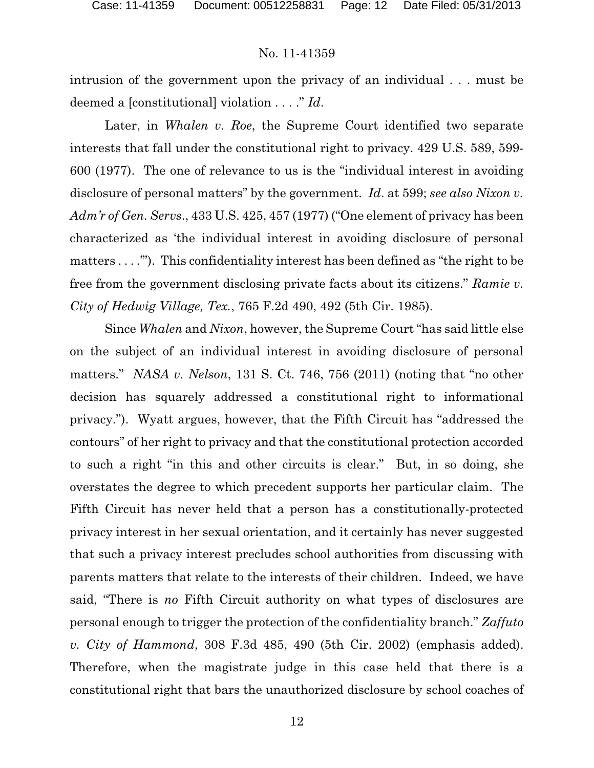intrusion of the government upon the privacy of an individual . . . must be deemed a [constitutional] violation . . . ." *Id*.

Later, in *Whalen v. Roe*, the Supreme Court identified two separate interests that fall under the constitutional right to privacy. 429 U.S. 589, 599-600 (1977). The one of relevance to us is the "individual interest in avoiding disclosure of personal matters" by the government. *Id*. at 599; *see also Nixon v. Adm'r of Gen. Servs*., 433 U.S. 425, 457 (1977) ("One element of privacy has been characterized as 'the individual interest in avoiding disclosure of personal matters . . . .'"). This confidentiality interest has been defined as "the right to be free from the government disclosing private facts about its citizens." *Ramie v. City of Hedwig Village, Tex.*, 765 F.2d 490, 492 (5th Cir. 1985).

Since *Whalen* and *Nixon*, however, the Supreme Court "has said little else on the subject of an individual interest in avoiding disclosure of personal matters." *NASA v. Nelson*, 131 S. Ct. 746, 756 (2011) (noting that "no other decision has squarely addressed a constitutional right to informational privacy."). Wyatt argues, however, that the Fifth Circuit has "addressed the contours" of her right to privacy and that the constitutional protection accorded to such a right "in this and other circuits is clear." But, in so doing, she overstates the degree to which precedent supports her particular claim. The Fifth Circuit has never held that a person has a constitutionally-protected privacy interest in her sexual orientation, and it certainly has never suggested that such a privacy interest precludes school authorities from discussing with parents matters that relate to the interests of their children. Indeed, we have said, "There is *no* Fifth Circuit authority on what types of disclosures are personal enough to trigger the protection of the confidentiality branch." *Zaffuto v. City of Hammond*, 308 F.3d 485, 490 (5th Cir. 2002) (emphasis added). Therefore, when the magistrate judge in this case held that there is a constitutional right that bars the unauthorized disclosure by school coaches of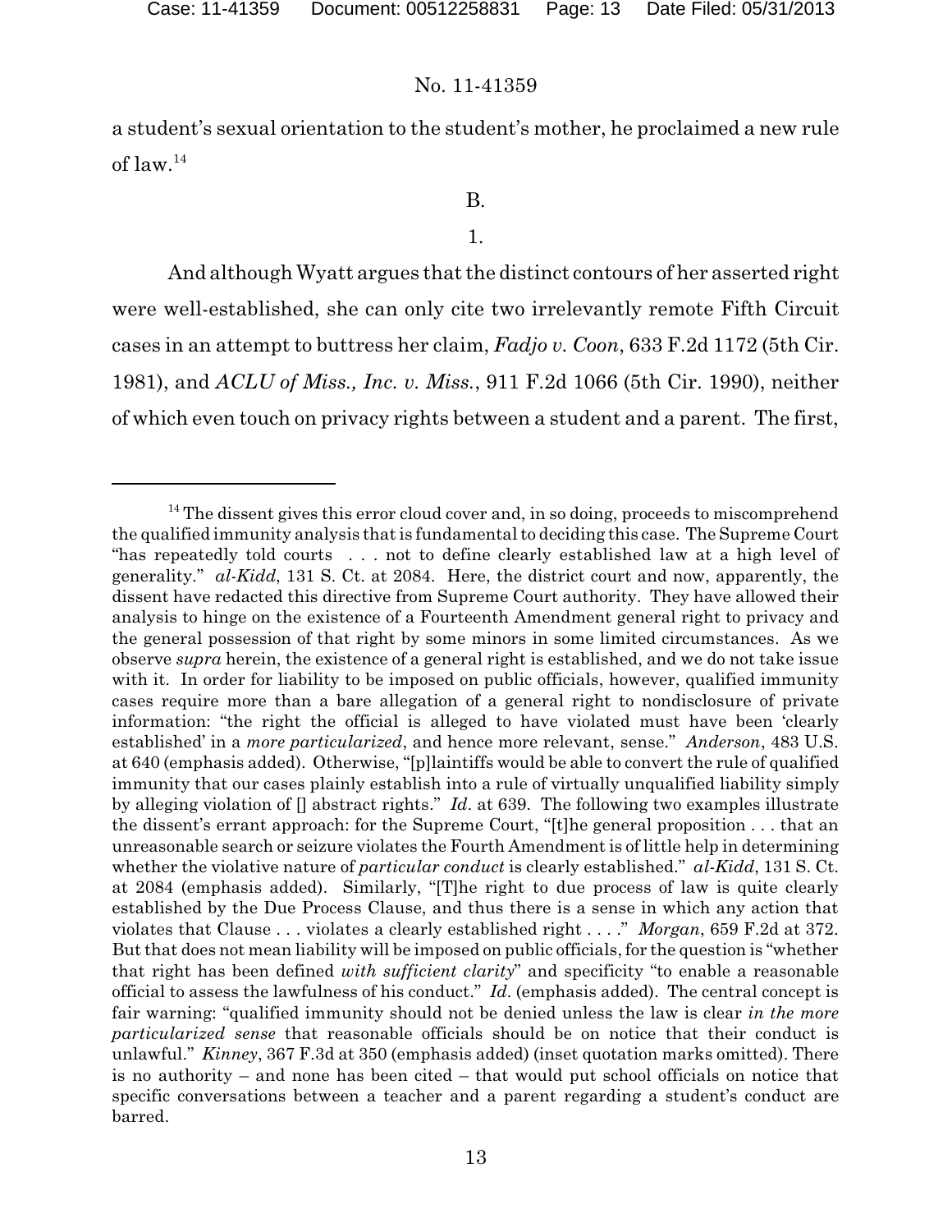a student's sexual orientation to the student's mother, he proclaimed a new rule of law.[14]

B.

1.

And although Wyatt argues that the distinct contours of her asserted right were well-established, she can only cite two irrelevantly remote Fifth Circuit cases in an attempt to buttress her claim, *Fadjo v. Coon*, 633 F.2d 1172 (5th Cir. 1981), and *ACLU of Miss., Inc. v. Miss.*, 911 F.2d 1066 (5th Cir. 1990), neither of which even touch on privacy rights between a student and a parent. The first,

---

[14] The dissent gives this error cloud cover and, in so doing, proceeds to miscomprehend the qualified immunity analysis that is fundamental to deciding this case. The Supreme Court "has repeatedly told courts . . . not to define clearly established law at a high level of generality." *al-Kidd*, 131 S. Ct. at 2084. Here, the district court and now, apparently, the dissent have redacted this directive from Supreme Court authority. They have allowed their analysis to hinge on the existence of a Fourteenth Amendment general right to privacy and the general possession of that right by some minors in some limited circumstances. As we observe *supra* herein, the existence of a general right is established, and we do not take issue with it. In order for liability to be imposed on public officials, however, qualified immunity cases require more than a bare allegation of a general right to nondisclosure of private information: "the right the official is alleged to have violated must have been 'clearly established' in a *more particularized*, and hence more relevant, sense." *Anderson*, 483 U.S. at 640 (emphasis added). Otherwise, "[p]laintiffs would be able to convert the rule of qualified immunity that our cases plainly establish into a rule of virtually unqualified liability simply by alleging violation of [] abstract rights." *Id.* at 639. The following two examples illustrate the dissent's errant approach: for the Supreme Court, "[t]he general proposition . . . that an unreasonable search or seizure violates the Fourth Amendment is of little help in determining whether the violative nature of *particular conduct* is clearly established." *al-Kidd*, 131 S. Ct. at 2084 (emphasis added). Similarly, "[T]he right to due process of law is quite clearly established by the Due Process Clause, and thus there is a sense in which any action that violates that Clause . . . violates a clearly established right . . . ." *Morgan*, 659 F.2d at 372. But that does not mean liability will be imposed on public officials, for the question is "whether that right has been defined *with sufficient clarity*" and specificity "to enable a reasonable official to assess the lawfulness of his conduct." *Id.* (emphasis added). The central concept is fair warning: "qualified immunity should not be denied unless the law is clear *in the more particularized sense* that reasonable officials should be on notice that their conduct is unlawful." *Kinney*, 367 F.3d at 350 (emphasis added) (inset quotation marks omitted). There is no authority – and none has been cited – that would put school officials on notice that specific conversations between a teacher and a parent regarding a student's conduct are barred.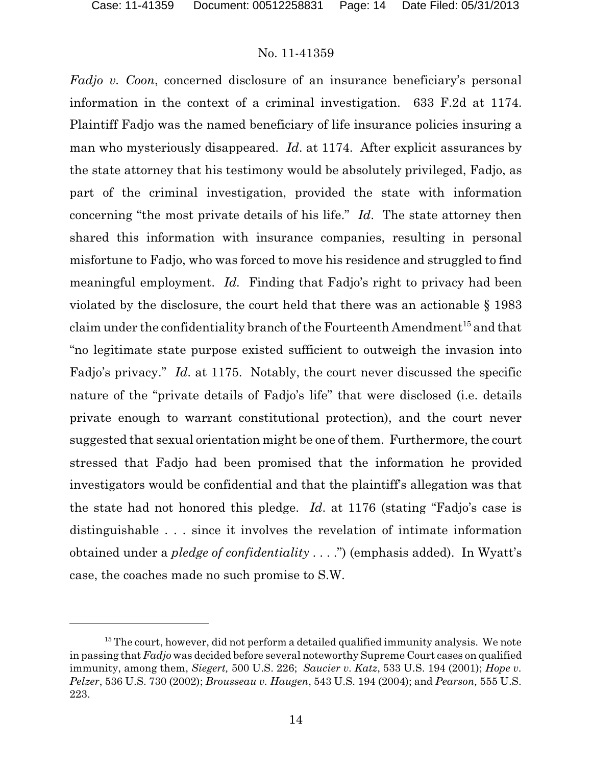*Fadjo v. Coon*, concerned disclosure of an insurance beneficiary's personal information in the context of a criminal investigation. 633 F.2d at 1174. Plaintiff Fadjo was the named beneficiary of life insurance policies insuring a man who mysteriously disappeared. *Id*. at 1174. After explicit assurances by the state attorney that his testimony would be absolutely privileged, Fadjo, as part of the criminal investigation, provided the state with information concerning "the most private details of his life." *Id*. The state attorney then shared this information with insurance companies, resulting in personal misfortune to Fadjo, who was forced to move his residence and struggled to find meaningful employment. *Id.* Finding that Fadjo's right to privacy had been violated by the disclosure, the court held that there was an actionable § 1983 claim under the confidentiality branch of the Fourteenth Amendment[15] and that "no legitimate state purpose existed sufficient to outweigh the invasion into Fadjo's privacy." *Id*. at 1175. Notably, the court never discussed the specific nature of the "private details of Fadjo's life" that were disclosed (i.e. details private enough to warrant constitutional protection), and the court never suggested that sexual orientation might be one of them. Furthermore, the court stressed that Fadjo had been promised that the information he provided investigators would be confidential and that the plaintiff's allegation was that the state had not honored this pledge. *Id*. at 1176 (stating "Fadjo's case is distinguishable . . . since it involves the revelation of intimate information obtained under a *pledge of confidentiality* . . . .") (emphasis added). In Wyatt's case, the coaches made no such promise to S.W.

[15] The court, however, did not perform a detailed qualified immunity analysis. We note in passing that *Fadjo* was decided before several noteworthy Supreme Court cases on qualified immunity, among them, *Siegert,* 500 U.S. 226; *Saucier v. Katz*, 533 U.S. 194 (2001); *Hope v. Pelzer*, 536 U.S. 730 (2002); *Brosseau v. Haugen*, 543 U.S. 194 (2004); and *Pearson,* 555 U.S. 223.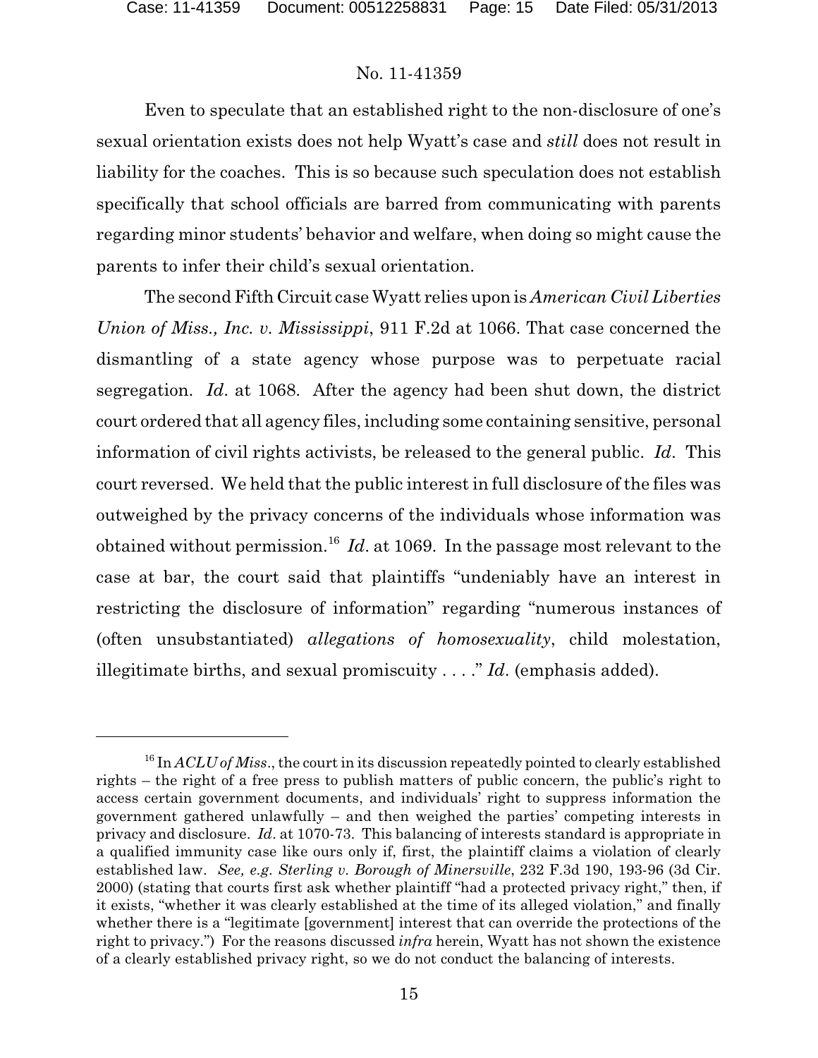Even to speculate that an established right to the non-disclosure of one's sexual orientation exists does not help Wyatt's case and *still* does not result in liability for the coaches. This is so because such speculation does not establish specifically that school officials are barred from communicating with parents regarding minor students' behavior and welfare, when doing so might cause the parents to infer their child's sexual orientation.

The second Fifth Circuit case Wyatt relies upon is *American Civil Liberties Union of Miss., Inc. v. Mississippi*, 911 F.2d at 1066. That case concerned the dismantling of a state agency whose purpose was to perpetuate racial segregation. *Id*. at 1068. After the agency had been shut down, the district court ordered that all agency files, including some containing sensitive, personal information of civil rights activists, be released to the general public. *Id*. This court reversed. We held that the public interest in full disclosure of the files was outweighed by the privacy concerns of the individuals whose information was obtained without permission.[16] *Id*. at 1069. In the passage most relevant to the case at bar, the court said that plaintiffs "undeniably have an interest in restricting the disclosure of information" regarding "numerous instances of (often unsubstantiated) *allegations of homosexuality*, child molestation, illegitimate births, and sexual promiscuity . . . ." *Id*. (emphasis added).

---

[16] In *ACLU of Miss*., the court in its discussion repeatedly pointed to clearly established rights – the right of a free press to publish matters of public concern, the public's right to access certain government documents, and individuals' right to suppress information the government gathered unlawfully – and then weighed the parties' competing interests in privacy and disclosure. *Id*. at 1070-73. This balancing of interests standard is appropriate in a qualified immunity case like ours only if, first, the plaintiff claims a violation of clearly established law. *See, e.g. Sterling v. Borough of Minersville*, 232 F.3d 190, 193-96 (3d Cir. 2000) (stating that courts first ask whether plaintiff "had a protected privacy right," then, if it exists, "whether it was clearly established at the time of its alleged violation," and finally whether there is a "legitimate [government] interest that can override the protections of the right to privacy.") For the reasons discussed *infra* herein, Wyatt has not shown the existence of a clearly established privacy right, so we do not conduct the balancing of interests.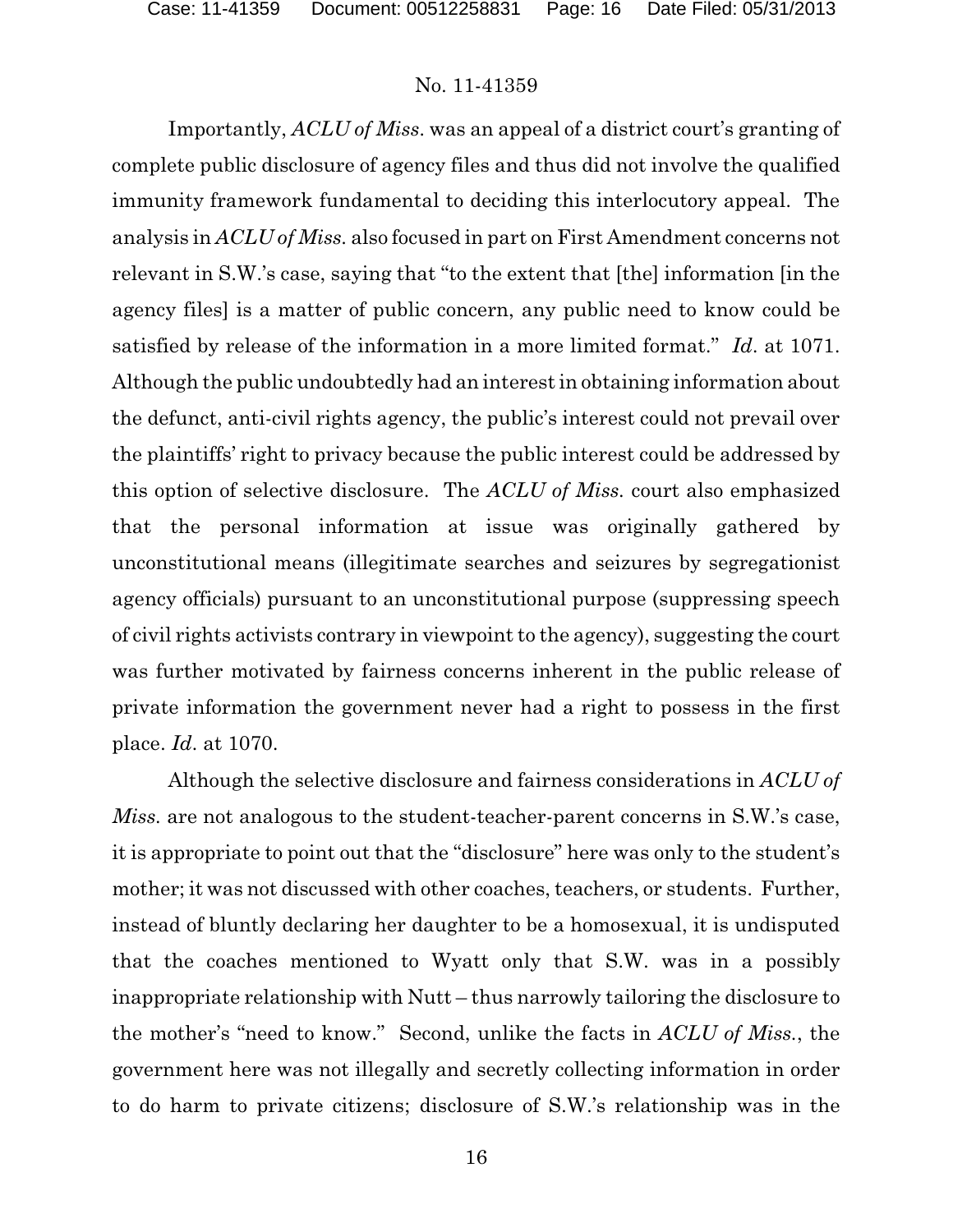Importantly, *ACLU of Miss.* was an appeal of a district court's granting of complete public disclosure of agency files and thus did not involve the qualified immunity framework fundamental to deciding this interlocutory appeal. The analysis in *ACLU of Miss.* also focused in part on First Amendment concerns not relevant in S.W.'s case, saying that "to the extent that [the] information [in the agency files] is a matter of public concern, any public need to know could be satisfied by release of the information in a more limited format." *Id.* at 1071. Although the public undoubtedly had an interest in obtaining information about the defunct, anti-civil rights agency, the public's interest could not prevail over the plaintiffs' right to privacy because the public interest could be addressed by this option of selective disclosure. The *ACLU of Miss.* court also emphasized that the personal information at issue was originally gathered by unconstitutional means (illegitimate searches and seizures by segregationist agency officials) pursuant to an unconstitutional purpose (suppressing speech of civil rights activists contrary in viewpoint to the agency), suggesting the court was further motivated by fairness concerns inherent in the public release of private information the government never had a right to possess in the first place. *Id.* at 1070.

Although the selective disclosure and fairness considerations in *ACLU of Miss.* are not analogous to the student-teacher-parent concerns in S.W.'s case, it is appropriate to point out that the "disclosure" here was only to the student's mother; it was not discussed with other coaches, teachers, or students. Further, instead of bluntly declaring her daughter to be a homosexual, it is undisputed that the coaches mentioned to Wyatt only that S.W. was in a possibly inappropriate relationship with Nutt – thus narrowly tailoring the disclosure to the mother's "need to know." Second, unlike the facts in *ACLU of Miss.*, the government here was not illegally and secretly collecting information in order to do harm to private citizens; disclosure of S.W.'s relationship was in the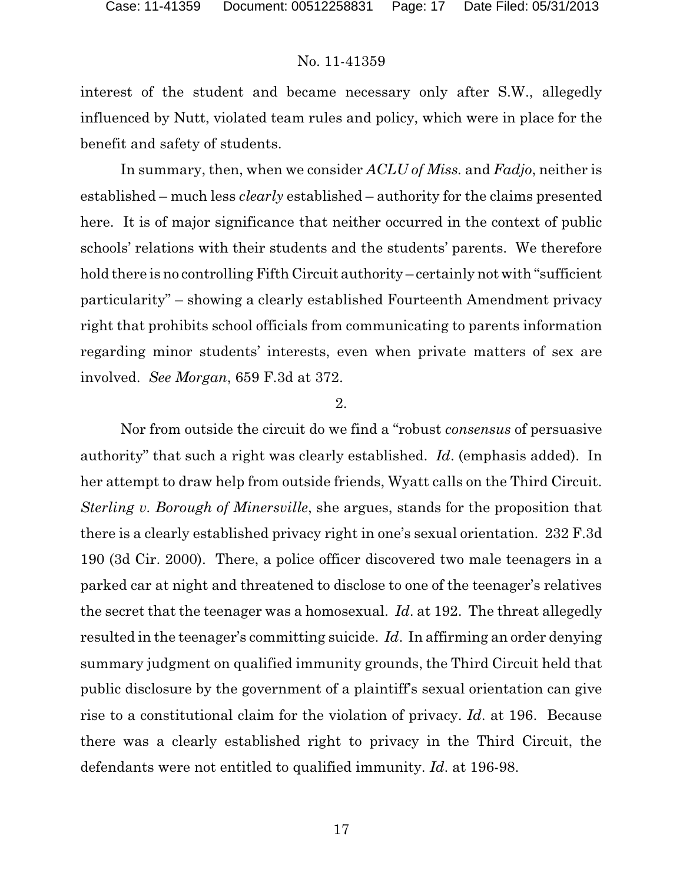interest of the student and became necessary only after S.W., allegedly influenced by Nutt, violated team rules and policy, which were in place for the benefit and safety of students.

In summary, then, when we consider *ACLU of Miss.* and *Fadjo*, neither is established – much less *clearly* established – authority for the claims presented here. It is of major significance that neither occurred in the context of public schools' relations with their students and the students' parents. We therefore hold there is no controlling Fifth Circuit authority – certainly not with "sufficient particularity" – showing a clearly established Fourteenth Amendment privacy right that prohibits school officials from communicating to parents information regarding minor students' interests, even when private matters of sex are involved. *See Morgan*, 659 F.3d at 372.

2.

Nor from outside the circuit do we find a "robust *consensus* of persuasive authority" that such a right was clearly established. *Id*. (emphasis added). In her attempt to draw help from outside friends, Wyatt calls on the Third Circuit. *Sterling v. Borough of Minersville*, she argues, stands for the proposition that there is a clearly established privacy right in one's sexual orientation. 232 F.3d 190 (3d Cir. 2000). There, a police officer discovered two male teenagers in a parked car at night and threatened to disclose to one of the teenager's relatives the secret that the teenager was a homosexual. *Id*. at 192. The threat allegedly resulted in the teenager's committing suicide. *Id*. In affirming an order denying summary judgment on qualified immunity grounds, the Third Circuit held that public disclosure by the government of a plaintiff's sexual orientation can give rise to a constitutional claim for the violation of privacy. *Id*. at 196. Because there was a clearly established right to privacy in the Third Circuit, the defendants were not entitled to qualified immunity. *Id*. at 196-98.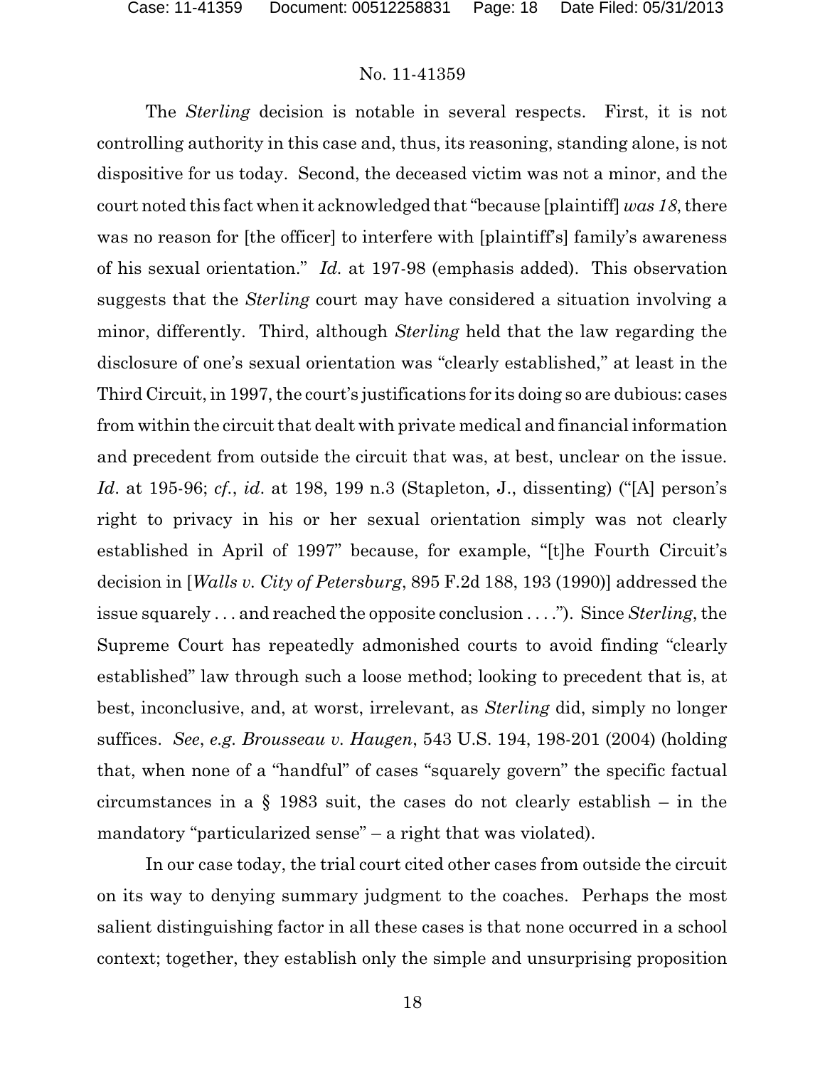The *Sterling* decision is notable in several respects. First, it is not controlling authority in this case and, thus, its reasoning, standing alone, is not dispositive for us today. Second, the deceased victim was not a minor, and the court noted this fact when it acknowledged that "because [plaintiff] *was 18*, there was no reason for [the officer] to interfere with [plaintiff's] family's awareness of his sexual orientation." *Id.* at 197-98 (emphasis added). This observation suggests that the *Sterling* court may have considered a situation involving a minor, differently. Third, although *Sterling* held that the law regarding the disclosure of one's sexual orientation was "clearly established," at least in the Third Circuit, in 1997, the court's justifications for its doing so are dubious: cases from within the circuit that dealt with private medical and financial information and precedent from outside the circuit that was, at best, unclear on the issue. *Id*. at 195-96; *cf.*, *id*. at 198, 199 n.3 (Stapleton, J., dissenting) ("[A] person's right to privacy in his or her sexual orientation simply was not clearly established in April of 1997" because, for example, "[t]he Fourth Circuit's decision in [*Walls v. City of Petersburg*, 895 F.2d 188, 193 (1990)] addressed the issue squarely . . . and reached the opposite conclusion . . . ."). Since *Sterling*, the Supreme Court has repeatedly admonished courts to avoid finding "clearly established" law through such a loose method; looking to precedent that is, at best, inconclusive, and, at worst, irrelevant, as *Sterling* did, simply no longer suffices. *See*, *e.g. Brousseau v. Haugen*, 543 U.S. 194, 198-201 (2004) (holding that, when none of a "handful" of cases "squarely govern" the specific factual circumstances in a § 1983 suit, the cases do not clearly establish – in the mandatory "particularized sense" – a right that was violated).

In our case today, the trial court cited other cases from outside the circuit on its way to denying summary judgment to the coaches. Perhaps the most salient distinguishing factor in all these cases is that none occurred in a school context; together, they establish only the simple and unsurprising proposition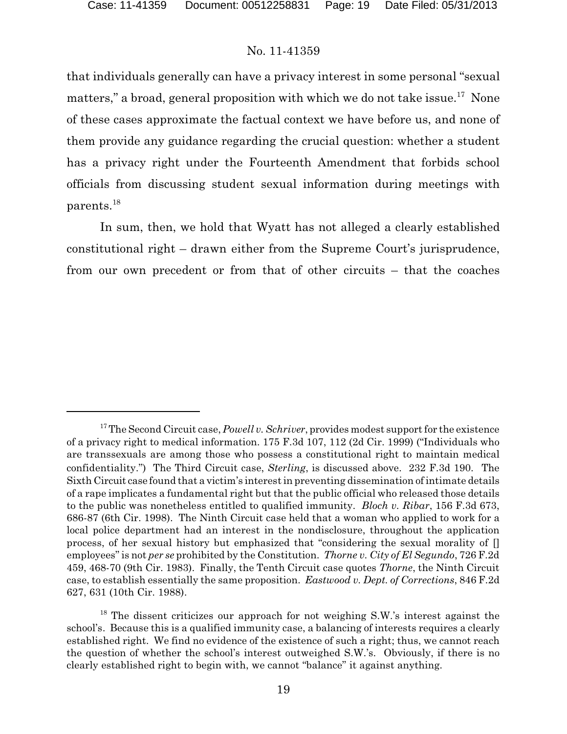that individuals generally can have a privacy interest in some personal "sexual matters," a broad, general proposition with which we do not take issue.[17] None of these cases approximate the factual context we have before us, and none of them provide any guidance regarding the crucial question: whether a student has a privacy right under the Fourteenth Amendment that forbids school officials from discussing student sexual information during meetings with parents.[18]

In sum, then, we hold that Wyatt has not alleged a clearly established constitutional right – drawn either from the Supreme Court's jurisprudence, from our own precedent or from that of other circuits – that the coaches

---

[17] The Second Circuit case, *Powell v. Schriver*, provides modest support for the existence of a privacy right to medical information. 175 F.3d 107, 112 (2d Cir. 1999) ("Individuals who are transsexuals are among those who possess a constitutional right to maintain medical confidentiality.") The Third Circuit case, *Sterling*, is discussed above. 232 F.3d 190. The Sixth Circuit case found that a victim's interest in preventing dissemination of intimate details of a rape implicates a fundamental right but that the public official who released those details to the public was nonetheless entitled to qualified immunity. *Bloch v. Ribar*, 156 F.3d 673, 686-87 (6th Cir. 1998). The Ninth Circuit case held that a woman who applied to work for a local police department had an interest in the nondisclosure, throughout the application process, of her sexual history but emphasized that "considering the sexual morality of [] employees" is not *per se* prohibited by the Constitution. *Thorne v. City of El Segundo*, 726 F.2d 459, 468-70 (9th Cir. 1983). Finally, the Tenth Circuit case quotes *Thorne*, the Ninth Circuit case, to establish essentially the same proposition. *Eastwood v. Dept. of Corrections*, 846 F.2d 627, 631 (10th Cir. 1988).

[18] The dissent criticizes our approach for not weighing S.W.'s interest against the school's. Because this is a qualified immunity case, a balancing of interests requires a clearly established right. We find no evidence of the existence of such a right; thus, we cannot reach the question of whether the school's interest outweighed S.W.'s. Obviously, if there is no clearly established right to begin with, we cannot "balance" it against anything.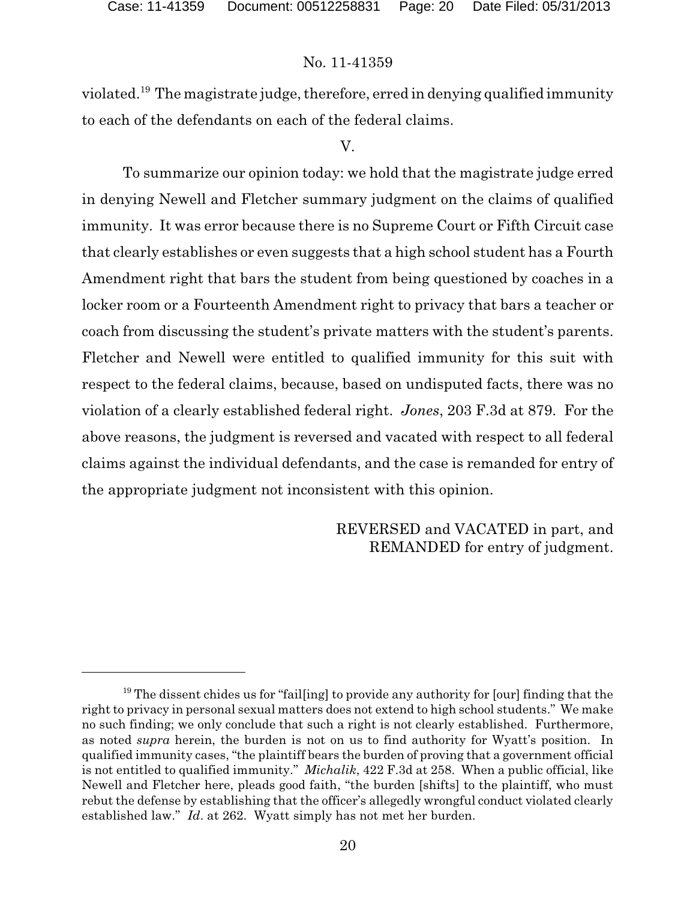violated.[19] The magistrate judge, therefore, erred in denying qualified immunity to each of the defendants on each of the federal claims.

V.

To summarize our opinion today: we hold that the magistrate judge erred in denying Newell and Fletcher summary judgment on the claims of qualified immunity. It was error because there is no Supreme Court or Fifth Circuit case that clearly establishes or even suggests that a high school student has a Fourth Amendment right that bars the student from being questioned by coaches in a locker room or a Fourteenth Amendment right to privacy that bars a teacher or coach from discussing the student's private matters with the student's parents. Fletcher and Newell were entitled to qualified immunity for this suit with respect to the federal claims, because, based on undisputed facts, there was no violation of a clearly established federal right. *Jones*, 203 F.3d at 879. For the above reasons, the judgment is reversed and vacated with respect to all federal claims against the individual defendants, and the case is remanded for entry of the appropriate judgment not inconsistent with this opinion.

REVERSED and VACATED in part, and REMANDED for entry of judgment.

---

[19] The dissent chides us for "fail[ing] to provide any authority for [our] finding that the right to privacy in personal sexual matters does not extend to high school students." We make no such finding; we only conclude that such a right is not clearly established. Furthermore, as noted *supra* herein, the burden is not on us to find authority for Wyatt's position. In qualified immunity cases, "the plaintiff bears the burden of proving that a government official is not entitled to qualified immunity." *Michalik*, 422 F.3d at 258. When a public official, like Newell and Fletcher here, pleads good faith, "the burden [shifts] to the plaintiff, who must rebut the defense by establishing that the officer's allegedly wrongful conduct violated clearly established law." *Id.* at 262. Wyatt simply has not met her burden.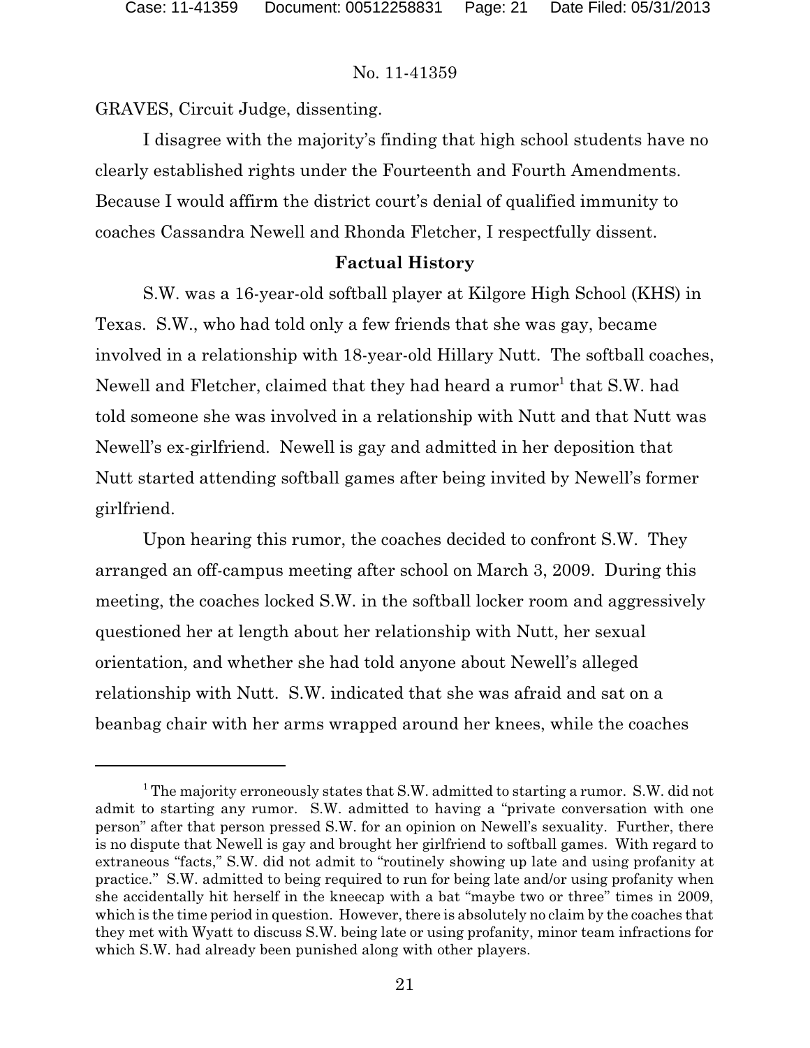GRAVES, Circuit Judge, dissenting.

I disagree with the majority's finding that high school students have no clearly established rights under the Fourteenth and Fourth Amendments. Because I would affirm the district court's denial of qualified immunity to coaches Cassandra Newell and Rhonda Fletcher, I respectfully dissent.

**Factual History**

S.W. was a 16-year-old softball player at Kilgore High School (KHS) in Texas. S.W., who had told only a few friends that she was gay, became involved in a relationship with 18-year-old Hillary Nutt. The softball coaches, Newell and Fletcher, claimed that they had heard a rumor[1] that S.W. had told someone she was involved in a relationship with Nutt and that Nutt was Newell's ex-girlfriend. Newell is gay and admitted in her deposition that Nutt started attending softball games after being invited by Newell's former girlfriend.

Upon hearing this rumor, the coaches decided to confront S.W. They arranged an off-campus meeting after school on March 3, 2009. During this meeting, the coaches locked S.W. in the softball locker room and aggressively questioned her at length about her relationship with Nutt, her sexual orientation, and whether she had told anyone about Newell's alleged relationship with Nutt. S.W. indicated that she was afraid and sat on a beanbag chair with her arms wrapped around her knees, while the coaches

---

[1] The majority erroneously states that S.W. admitted to starting a rumor. S.W. did not admit to starting any rumor. S.W. admitted to having a "private conversation with one person" after that person pressed S.W. for an opinion on Newell's sexuality. Further, there is no dispute that Newell is gay and brought her girlfriend to softball games. With regard to extraneous "facts," S.W. did not admit to "routinely showing up late and using profanity at practice." S.W. admitted to being required to run for being late and/or using profanity when she accidentally hit herself in the kneecap with a bat "maybe two or three" times in 2009, which is the time period in question. However, there is absolutely no claim by the coaches that they met with Wyatt to discuss S.W. being late or using profanity, minor team infractions for which S.W. had already been punished along with other players.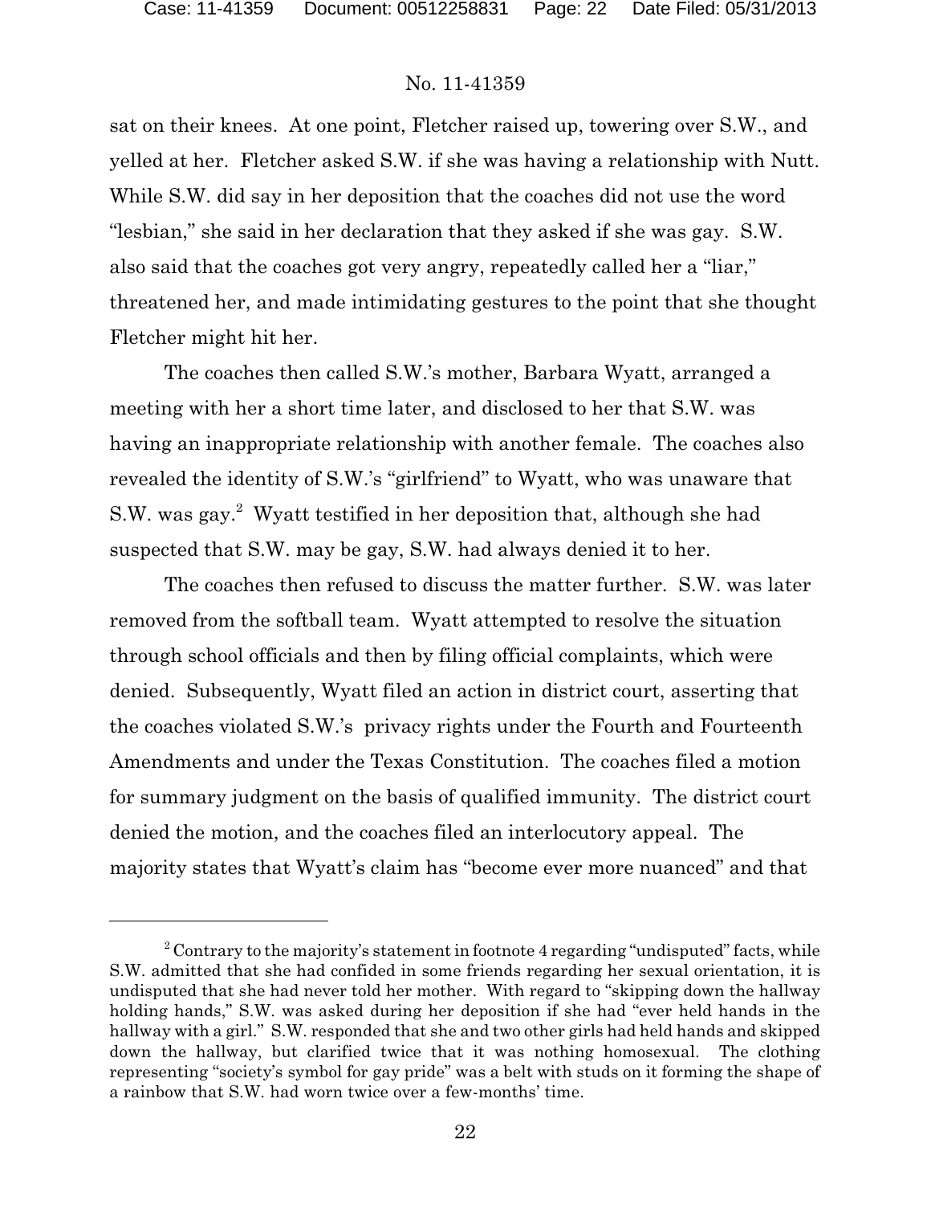sat on their knees. At one point, Fletcher raised up, towering over S.W., and yelled at her. Fletcher asked S.W. if she was having a relationship with Nutt. While S.W. did say in her deposition that the coaches did not use the word "lesbian," she said in her declaration that they asked if she was gay. S.W. also said that the coaches got very angry, repeatedly called her a "liar," threatened her, and made intimidating gestures to the point that she thought Fletcher might hit her.

The coaches then called S.W.'s mother, Barbara Wyatt, arranged a meeting with her a short time later, and disclosed to her that S.W. was having an inappropriate relationship with another female. The coaches also revealed the identity of S.W.'s "girlfriend" to Wyatt, who was unaware that S.W. was gay.[2] Wyatt testified in her deposition that, although she had suspected that S.W. may be gay, S.W. had always denied it to her.

The coaches then refused to discuss the matter further. S.W. was later removed from the softball team. Wyatt attempted to resolve the situation through school officials and then by filing official complaints, which were denied. Subsequently, Wyatt filed an action in district court, asserting that the coaches violated S.W.'s privacy rights under the Fourth and Fourteenth Amendments and under the Texas Constitution. The coaches filed a motion for summary judgment on the basis of qualified immunity. The district court denied the motion, and the coaches filed an interlocutory appeal. The majority states that Wyatt's claim has "become ever more nuanced" and that

---

[2] Contrary to the majority's statement in footnote 4 regarding "undisputed" facts, while S.W. admitted that she had confided in some friends regarding her sexual orientation, it is undisputed that she had never told her mother. With regard to "skipping down the hallway holding hands," S.W. was asked during her deposition if she had "ever held hands in the hallway with a girl." S.W. responded that she and two other girls had held hands and skipped down the hallway, but clarified twice that it was nothing homosexual. The clothing representing "society's symbol for gay pride" was a belt with studs on it forming the shape of a rainbow that S.W. had worn twice over a few-months' time.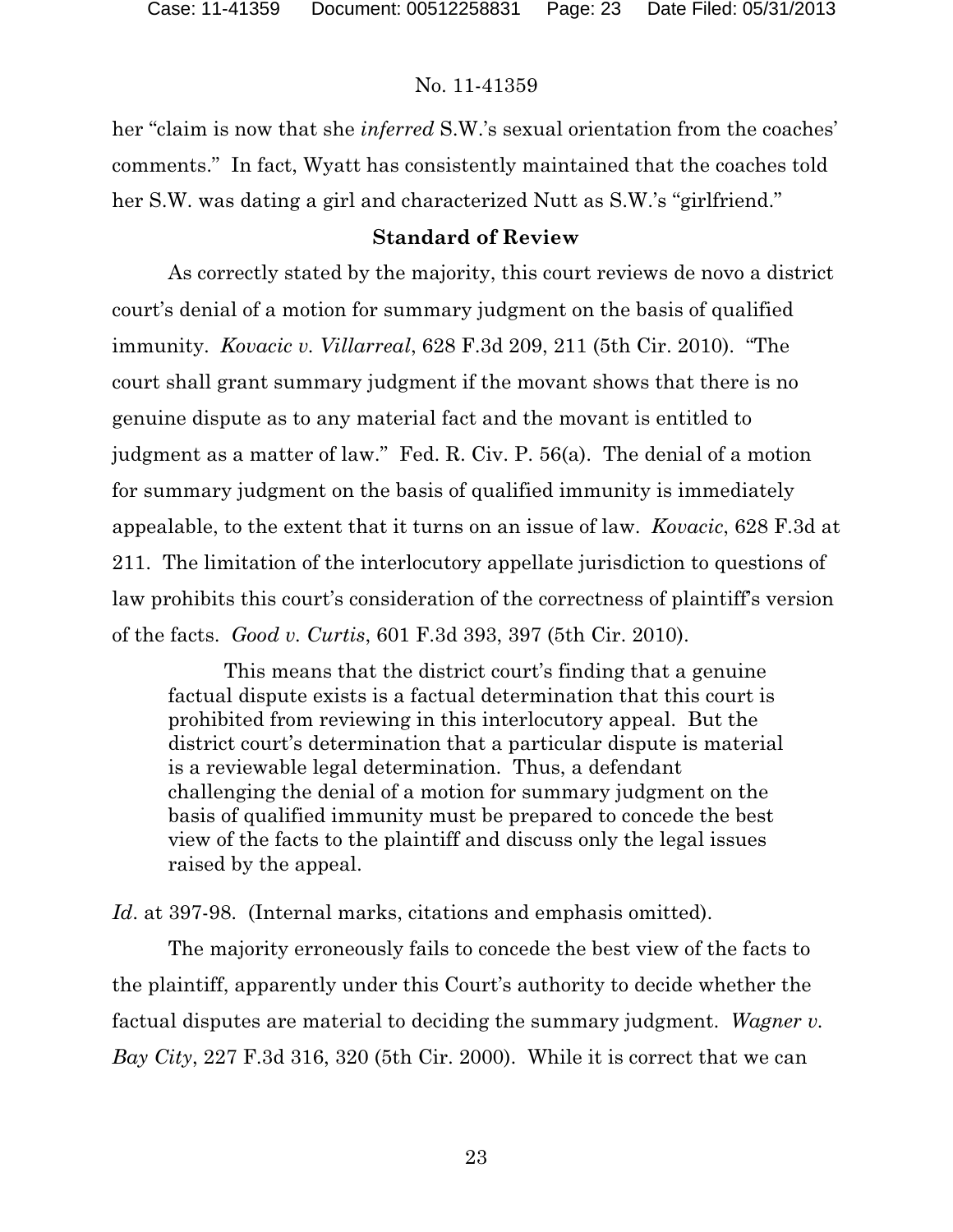her "claim is now that she *inferred* S.W.'s sexual orientation from the coaches' comments." In fact, Wyatt has consistently maintained that the coaches told her S.W. was dating a girl and characterized Nutt as S.W.'s "girlfriend."

### Standard of Review

As correctly stated by the majority, this court reviews de novo a district court's denial of a motion for summary judgment on the basis of qualified immunity. *Kovacic v. Villarreal*, 628 F.3d 209, 211 (5th Cir. 2010). "The court shall grant summary judgment if the movant shows that there is no genuine dispute as to any material fact and the movant is entitled to judgment as a matter of law." Fed. R. Civ. P. 56(a). The denial of a motion for summary judgment on the basis of qualified immunity is immediately appealable, to the extent that it turns on an issue of law. *Kovacic*, 628 F.3d at 211. The limitation of the interlocutory appellate jurisdiction to questions of law prohibits this court's consideration of the correctness of plaintiff's version of the facts. *Good v. Curtis*, 601 F.3d 393, 397 (5th Cir. 2010).

> This means that the district court's finding that a genuine factual dispute exists is a factual determination that this court is prohibited from reviewing in this interlocutory appeal. But the district court's determination that a particular dispute is material is a reviewable legal determination. Thus, a defendant challenging the denial of a motion for summary judgment on the basis of qualified immunity must be prepared to concede the best view of the facts to the plaintiff and discuss only the legal issues raised by the appeal.

*Id*. at 397-98. (Internal marks, citations and emphasis omitted).

The majority erroneously fails to concede the best view of the facts to the plaintiff, apparently under this Court's authority to decide whether the factual disputes are material to deciding the summary judgment. *Wagner v. Bay City*, 227 F.3d 316, 320 (5th Cir. 2000). While it is correct that we can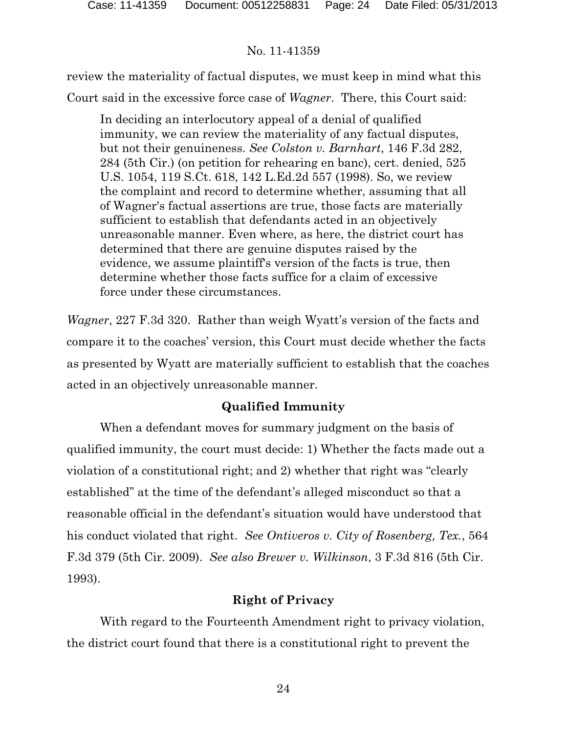review the materiality of factual disputes, we must keep in mind what this Court said in the excessive force case of *Wagner*. There, this Court said:

> In deciding an interlocutory appeal of a denial of qualified immunity, we can review the materiality of any factual disputes, but not their genuineness. *See Colston v. Barnhart*, 146 F.3d 282, 284 (5th Cir.) (on petition for rehearing en banc), cert. denied, 525 U.S. 1054, 119 S.Ct. 618, 142 L.Ed.2d 557 (1998). So, we review the complaint and record to determine whether, assuming that all of Wagner's factual assertions are true, those facts are materially sufficient to establish that defendants acted in an objectively unreasonable manner. Even where, as here, the district court has determined that there are genuine disputes raised by the evidence, we assume plaintiff's version of the facts is true, then determine whether those facts suffice for a claim of excessive force under these circumstances.

*Wagner*, 227 F.3d 320. Rather than weigh Wyatt's version of the facts and compare it to the coaches' version, this Court must decide whether the facts as presented by Wyatt are materially sufficient to establish that the coaches acted in an objectively unreasonable manner.

## Qualified Immunity

When a defendant moves for summary judgment on the basis of qualified immunity, the court must decide: 1) Whether the facts made out a violation of a constitutional right; and 2) whether that right was "clearly established" at the time of the defendant's alleged misconduct so that a reasonable official in the defendant's situation would have understood that his conduct violated that right. *See Ontiveros v. City of Rosenberg, Tex.*, 564 F.3d 379 (5th Cir. 2009). *See also Brewer v. Wilkinson*, 3 F.3d 816 (5th Cir. 1993).

## Right of Privacy

With regard to the Fourteenth Amendment right to privacy violation, the district court found that there is a constitutional right to prevent the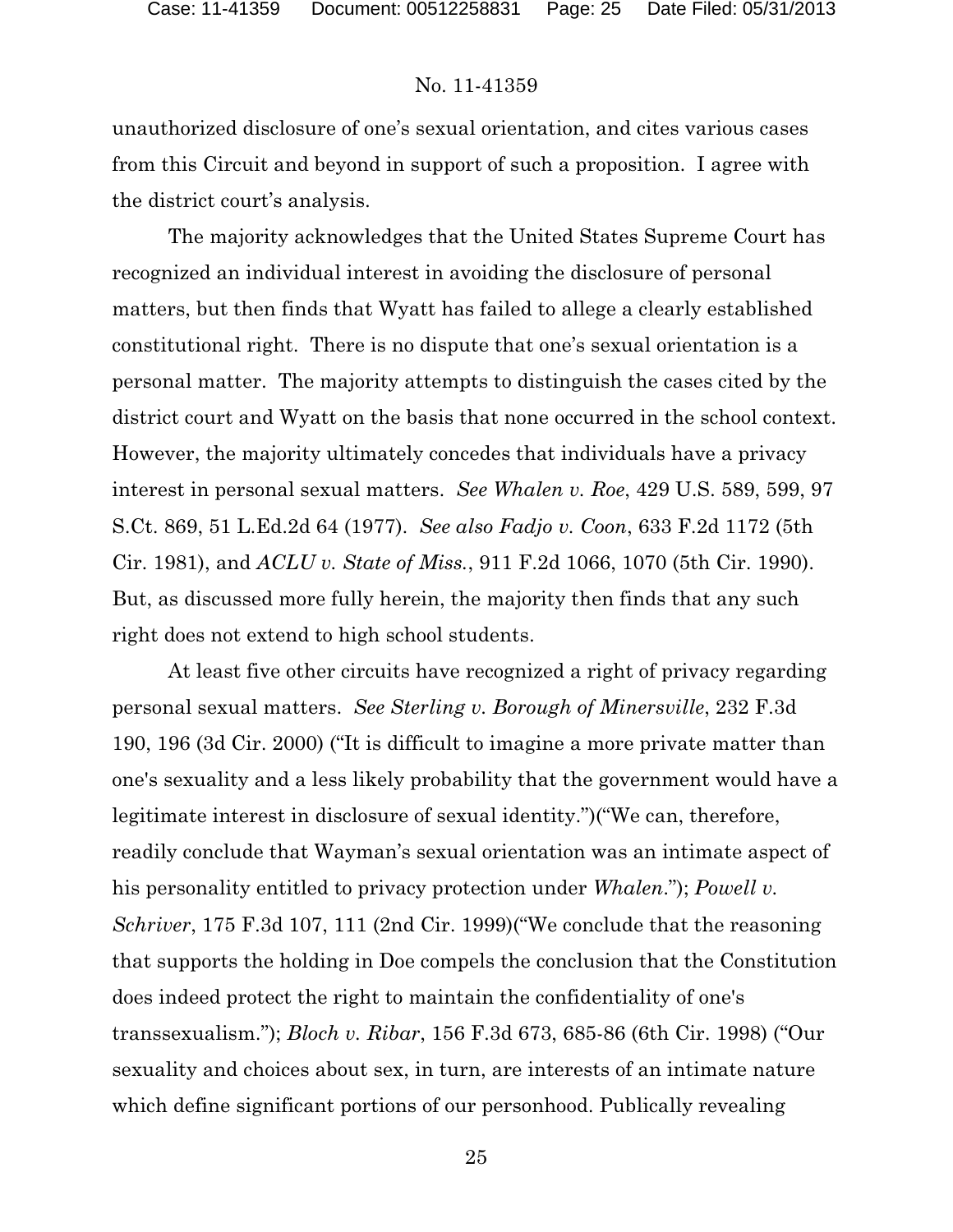unauthorized disclosure of one's sexual orientation, and cites various cases from this Circuit and beyond in support of such a proposition. I agree with the district court's analysis.

The majority acknowledges that the United States Supreme Court has recognized an individual interest in avoiding the disclosure of personal matters, but then finds that Wyatt has failed to allege a clearly established constitutional right. There is no dispute that one's sexual orientation is a personal matter. The majority attempts to distinguish the cases cited by the district court and Wyatt on the basis that none occurred in the school context. However, the majority ultimately concedes that individuals have a privacy interest in personal sexual matters. *See Whalen v. Roe*, 429 U.S. 589, 599, 97 S.Ct. 869, 51 L.Ed.2d 64 (1977). *See also Fadjo v. Coon*, 633 F.2d 1172 (5th Cir. 1981), and *ACLU v. State of Miss.*, 911 F.2d 1066, 1070 (5th Cir. 1990). But, as discussed more fully herein, the majority then finds that any such right does not extend to high school students.

At least five other circuits have recognized a right of privacy regarding personal sexual matters. *See Sterling v. Borough of Minersville*, 232 F.3d 190, 196 (3d Cir. 2000) ("It is difficult to imagine a more private matter than one's sexuality and a less likely probability that the government would have a legitimate interest in disclosure of sexual identity.")("We can, therefore, readily conclude that Wayman's sexual orientation was an intimate aspect of his personality entitled to privacy protection under *Whalen*."); *Powell v. Schriver*, 175 F.3d 107, 111 (2nd Cir. 1999)("We conclude that the reasoning that supports the holding in Doe compels the conclusion that the Constitution does indeed protect the right to maintain the confidentiality of one's transsexualism."); *Bloch v. Ribar*, 156 F.3d 673, 685-86 (6th Cir. 1998) ("Our sexuality and choices about sex, in turn, are interests of an intimate nature which define significant portions of our personhood. Publically revealing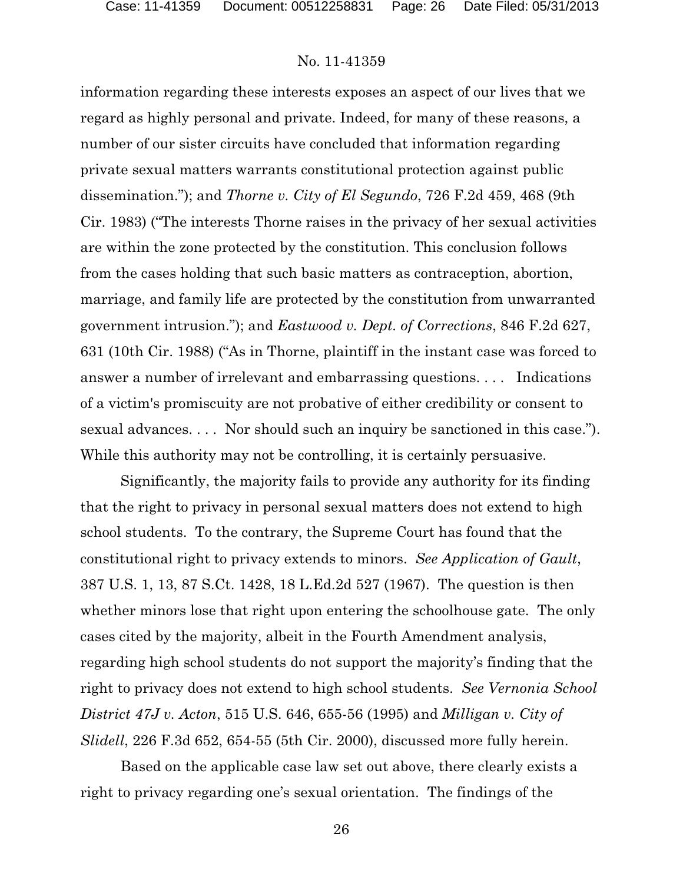information regarding these interests exposes an aspect of our lives that we regard as highly personal and private. Indeed, for many of these reasons, a number of our sister circuits have concluded that information regarding private sexual matters warrants constitutional protection against public dissemination."); and *Thorne v. City of El Segundo*, 726 F.2d 459, 468 (9th Cir. 1983) ("The interests Thorne raises in the privacy of her sexual activities are within the zone protected by the constitution. This conclusion follows from the cases holding that such basic matters as contraception, abortion, marriage, and family life are protected by the constitution from unwarranted government intrusion."); and *Eastwood v. Dept. of Corrections*, 846 F.2d 627, 631 (10th Cir. 1988) ("As in Thorne, plaintiff in the instant case was forced to answer a number of irrelevant and embarrassing questions. . . . Indications of a victim's promiscuity are not probative of either credibility or consent to sexual advances. . . . Nor should such an inquiry be sanctioned in this case."). While this authority may not be controlling, it is certainly persuasive.

Significantly, the majority fails to provide any authority for its finding that the right to privacy in personal sexual matters does not extend to high school students. To the contrary, the Supreme Court has found that the constitutional right to privacy extends to minors. *See Application of Gault*, 387 U.S. 1, 13, 87 S.Ct. 1428, 18 L.Ed.2d 527 (1967). The question is then whether minors lose that right upon entering the schoolhouse gate. The only cases cited by the majority, albeit in the Fourth Amendment analysis, regarding high school students do not support the majority's finding that the right to privacy does not extend to high school students. *See Vernonia School District 47J v. Acton*, 515 U.S. 646, 655-56 (1995) and *Milligan v. City of Slidell*, 226 F.3d 652, 654-55 (5th Cir. 2000), discussed more fully herein.

Based on the applicable case law set out above, there clearly exists a right to privacy regarding one's sexual orientation. The findings of the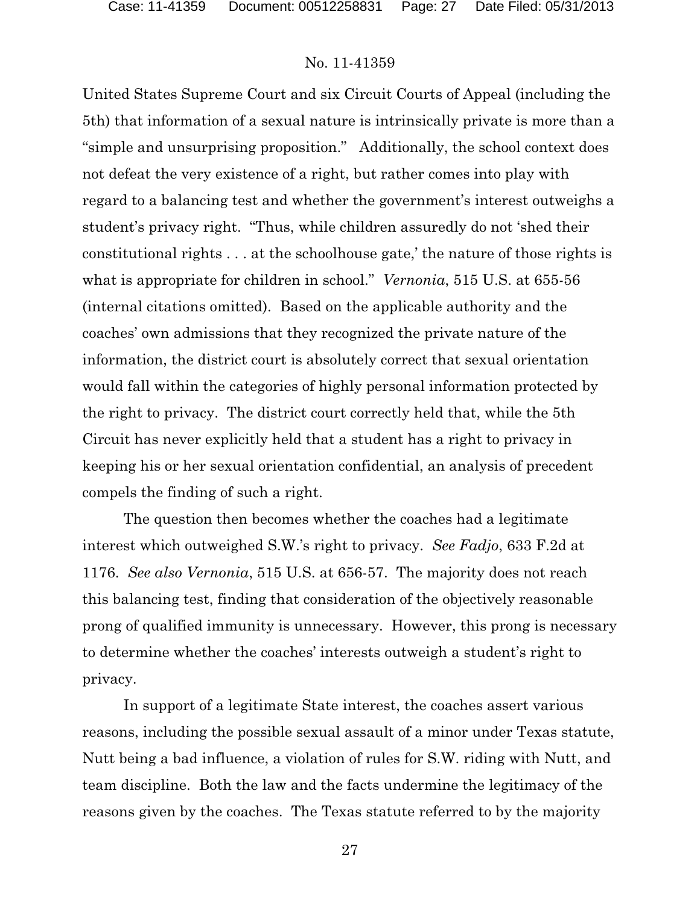United States Supreme Court and six Circuit Courts of Appeal (including the 5th) that information of a sexual nature is intrinsically private is more than a "simple and unsurprising proposition." Additionally, the school context does not defeat the very existence of a right, but rather comes into play with regard to a balancing test and whether the government's interest outweighs a student's privacy right. "Thus, while children assuredly do not 'shed their constitutional rights . . . at the schoolhouse gate,' the nature of those rights is what is appropriate for children in school." *Vernonia*, 515 U.S. at 655-56 (internal citations omitted). Based on the applicable authority and the coaches' own admissions that they recognized the private nature of the information, the district court is absolutely correct that sexual orientation would fall within the categories of highly personal information protected by the right to privacy. The district court correctly held that, while the 5th Circuit has never explicitly held that a student has a right to privacy in keeping his or her sexual orientation confidential, an analysis of precedent compels the finding of such a right.

The question then becomes whether the coaches had a legitimate interest which outweighed S.W.'s right to privacy. *See Fadjo*, 633 F.2d at 1176. *See also Vernonia*, 515 U.S. at 656-57. The majority does not reach this balancing test, finding that consideration of the objectively reasonable prong of qualified immunity is unnecessary. However, this prong is necessary to determine whether the coaches' interests outweigh a student's right to privacy.

In support of a legitimate State interest, the coaches assert various reasons, including the possible sexual assault of a minor under Texas statute, Nutt being a bad influence, a violation of rules for S.W. riding with Nutt, and team discipline. Both the law and the facts undermine the legitimacy of the reasons given by the coaches. The Texas statute referred to by the majority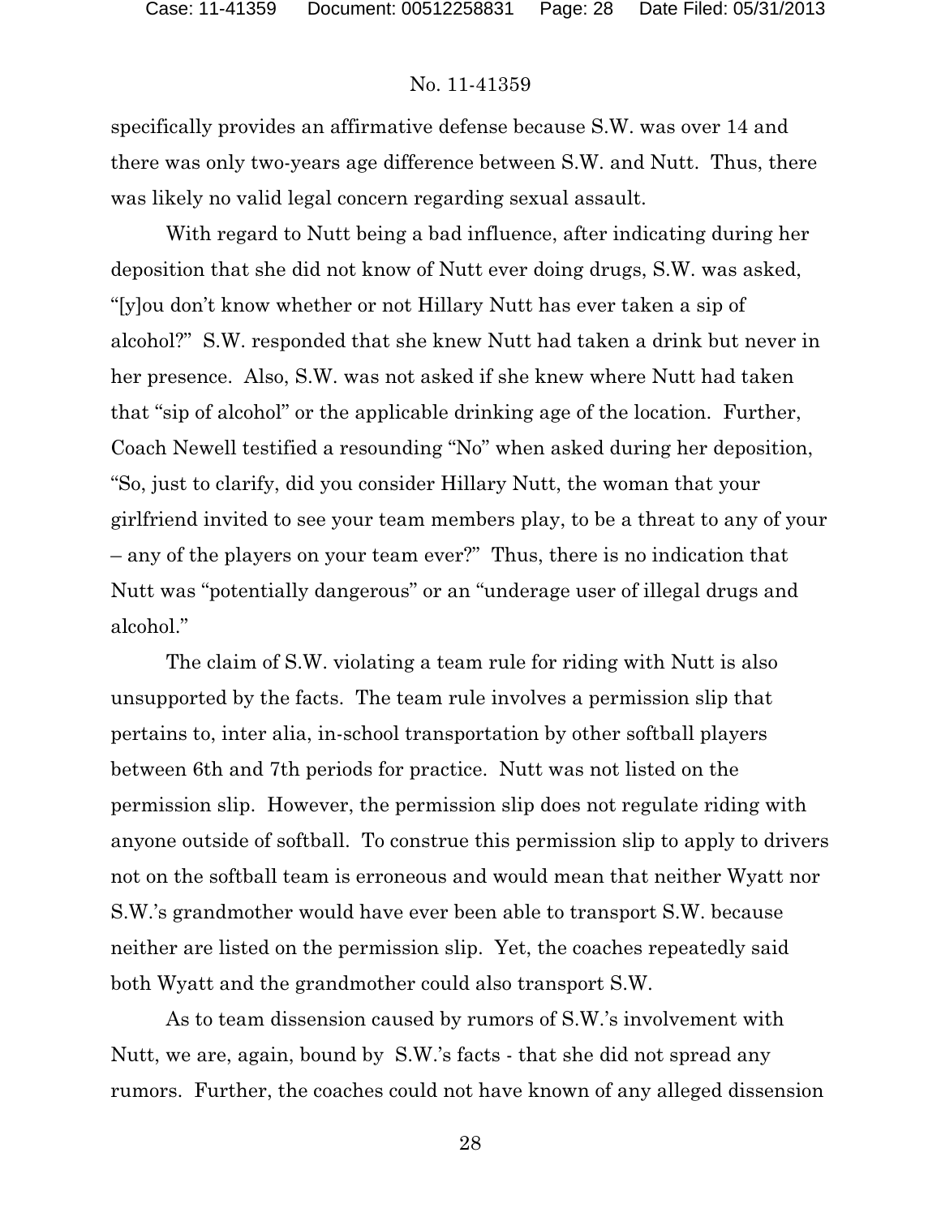specifically provides an affirmative defense because S.W. was over 14 and there was only two-years age difference between S.W. and Nutt. Thus, there was likely no valid legal concern regarding sexual assault.

With regard to Nutt being a bad influence, after indicating during her deposition that she did not know of Nutt ever doing drugs, S.W. was asked, "[y]ou don't know whether or not Hillary Nutt has ever taken a sip of alcohol?" S.W. responded that she knew Nutt had taken a drink but never in her presence. Also, S.W. was not asked if she knew where Nutt had taken that "sip of alcohol" or the applicable drinking age of the location. Further, Coach Newell testified a resounding "No" when asked during her deposition, "So, just to clarify, did you consider Hillary Nutt, the woman that your girlfriend invited to see your team members play, to be a threat to any of your – any of the players on your team ever?" Thus, there is no indication that Nutt was "potentially dangerous" or an "underage user of illegal drugs and alcohol."

The claim of S.W. violating a team rule for riding with Nutt is also unsupported by the facts. The team rule involves a permission slip that pertains to, inter alia, in-school transportation by other softball players between 6th and 7th periods for practice. Nutt was not listed on the permission slip. However, the permission slip does not regulate riding with anyone outside of softball. To construe this permission slip to apply to drivers not on the softball team is erroneous and would mean that neither Wyatt nor S.W.'s grandmother would have ever been able to transport S.W. because neither are listed on the permission slip. Yet, the coaches repeatedly said both Wyatt and the grandmother could also transport S.W.

As to team dissension caused by rumors of S.W.'s involvement with Nutt, we are, again, bound by S.W.'s facts - that she did not spread any rumors. Further, the coaches could not have known of any alleged dissension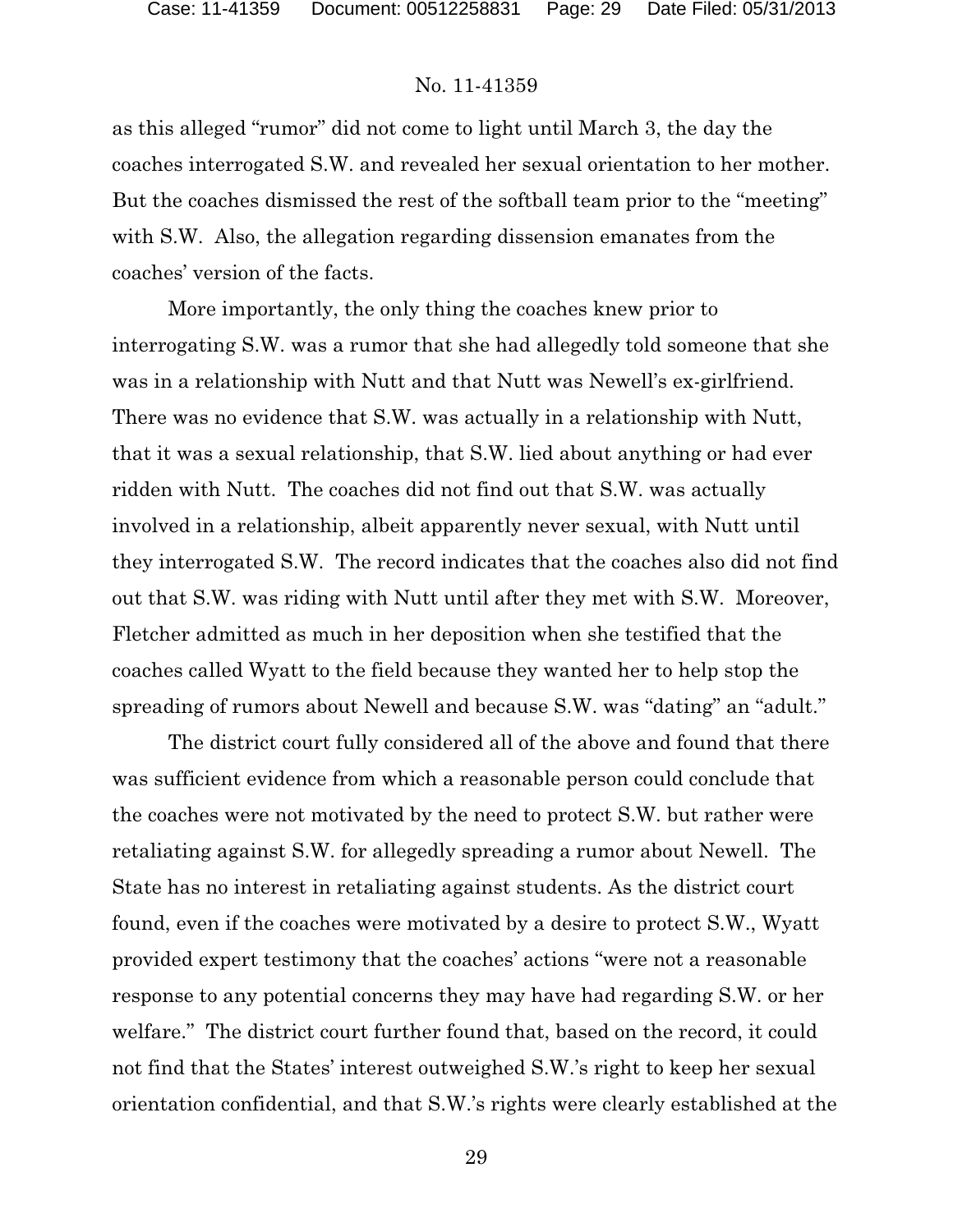as this alleged "rumor" did not come to light until March 3, the day the coaches interrogated S.W. and revealed her sexual orientation to her mother. But the coaches dismissed the rest of the softball team prior to the "meeting" with S.W. Also, the allegation regarding dissension emanates from the coaches' version of the facts.

More importantly, the only thing the coaches knew prior to interrogating S.W. was a rumor that she had allegedly told someone that she was in a relationship with Nutt and that Nutt was Newell's ex-girlfriend. There was no evidence that S.W. was actually in a relationship with Nutt, that it was a sexual relationship, that S.W. lied about anything or had ever ridden with Nutt. The coaches did not find out that S.W. was actually involved in a relationship, albeit apparently never sexual, with Nutt until they interrogated S.W. The record indicates that the coaches also did not find out that S.W. was riding with Nutt until after they met with S.W. Moreover, Fletcher admitted as much in her deposition when she testified that the coaches called Wyatt to the field because they wanted her to help stop the spreading of rumors about Newell and because S.W. was "dating" an "adult."

The district court fully considered all of the above and found that there was sufficient evidence from which a reasonable person could conclude that the coaches were not motivated by the need to protect S.W. but rather were retaliating against S.W. for allegedly spreading a rumor about Newell. The State has no interest in retaliating against students. As the district court found, even if the coaches were motivated by a desire to protect S.W., Wyatt provided expert testimony that the coaches' actions "were not a reasonable response to any potential concerns they may have had regarding S.W. or her welfare." The district court further found that, based on the record, it could not find that the States' interest outweighed S.W.'s right to keep her sexual orientation confidential, and that S.W.'s rights were clearly established at the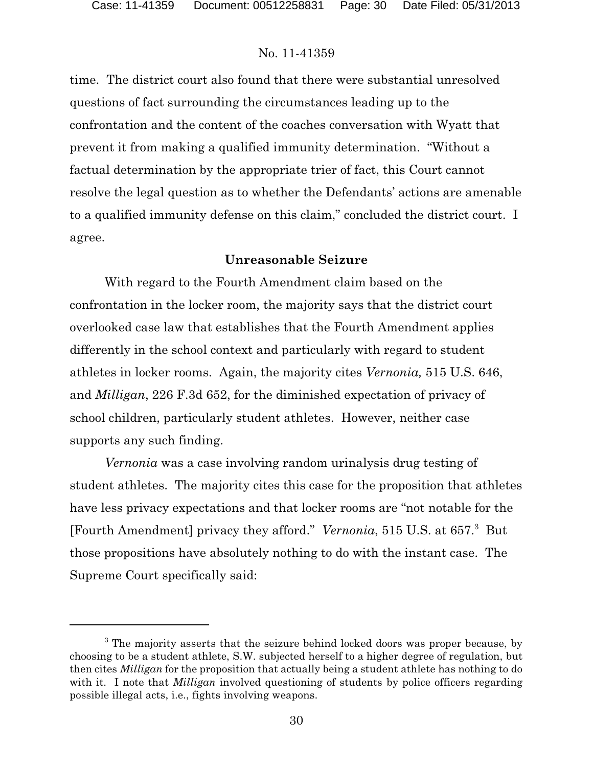time. The district court also found that there were substantial unresolved questions of fact surrounding the circumstances leading up to the confrontation and the content of the coaches conversation with Wyatt that prevent it from making a qualified immunity determination. "Without a factual determination by the appropriate trier of fact, this Court cannot resolve the legal question as to whether the Defendants' actions are amenable to a qualified immunity defense on this claim," concluded the district court. I agree.

## Unreasonable Seizure

With regard to the Fourth Amendment claim based on the confrontation in the locker room, the majority says that the district court overlooked case law that establishes that the Fourth Amendment applies differently in the school context and particularly with regard to student athletes in locker rooms. Again, the majority cites *Vernonia,* 515 U.S. 646, and *Milligan*, 226 F.3d 652, for the diminished expectation of privacy of school children, particularly student athletes. However, neither case supports any such finding.

*Vernonia* was a case involving random urinalysis drug testing of student athletes. The majority cites this case for the proposition that athletes have less privacy expectations and that locker rooms are "not notable for the [Fourth Amendment] privacy they afford." *Vernonia*, 515 U.S. at 657.[3] But those propositions have absolutely nothing to do with the instant case. The Supreme Court specifically said:

---

[3] The majority asserts that the seizure behind locked doors was proper because, by choosing to be a student athlete, S.W. subjected herself to a higher degree of regulation, but then cites *Milligan* for the proposition that actually being a student athlete has nothing to do with it. I note that *Milligan* involved questioning of students by police officers regarding possible illegal acts, i.e., fights involving weapons.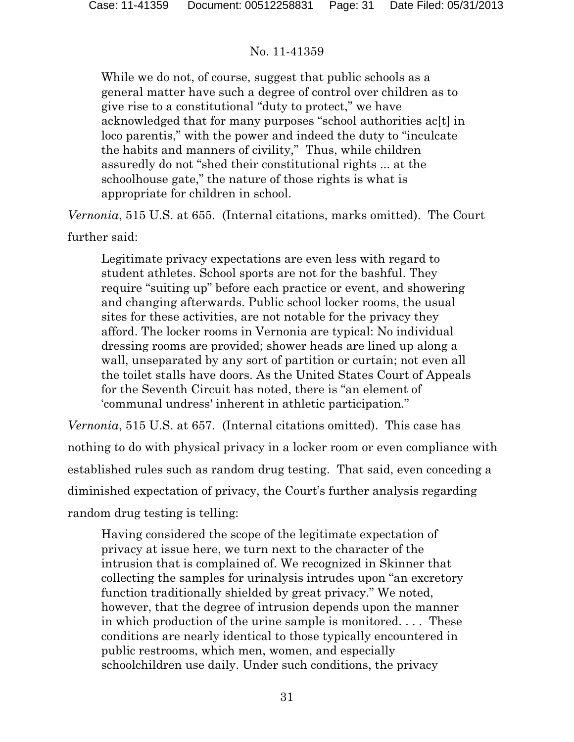While we do not, of course, suggest that public schools as a general matter have such a degree of control over children as to give rise to a constitutional "duty to protect," we have acknowledged that for many purposes "school authorities ac[t] in loco parentis," with the power and indeed the duty to "inculcate the habits and manners of civility," Thus, while children assuredly do not "shed their constitutional rights ... at the schoolhouse gate," the nature of those rights is what is appropriate for children in school.

*Vernonia*, 515 U.S. at 655. (Internal citations, marks omitted). The Court further said:

> Legitimate privacy expectations are even less with regard to student athletes. School sports are not for the bashful. They require "suiting up" before each practice or event, and showering and changing afterwards. Public school locker rooms, the usual sites for these activities, are not notable for the privacy they afford. The locker rooms in Vernonia are typical: No individual dressing rooms are provided; shower heads are lined up along a wall, unseparated by any sort of partition or curtain; not even all the toilet stalls have doors. As the United States Court of Appeals for the Seventh Circuit has noted, there is "an element of 'communal undress' inherent in athletic participation."

*Vernonia*, 515 U.S. at 657. (Internal citations omitted). This case has nothing to do with physical privacy in a locker room or even compliance with established rules such as random drug testing. That said, even conceding a diminished expectation of privacy, the Court's further analysis regarding random drug testing is telling:

> Having considered the scope of the legitimate expectation of privacy at issue here, we turn next to the character of the intrusion that is complained of. We recognized in Skinner that collecting the samples for urinalysis intrudes upon "an excretory function traditionally shielded by great privacy." We noted, however, that the degree of intrusion depends upon the manner in which production of the urine sample is monitored. . . . These conditions are nearly identical to those typically encountered in public restrooms, which men, women, and especially schoolchildren use daily. Under such conditions, the privacy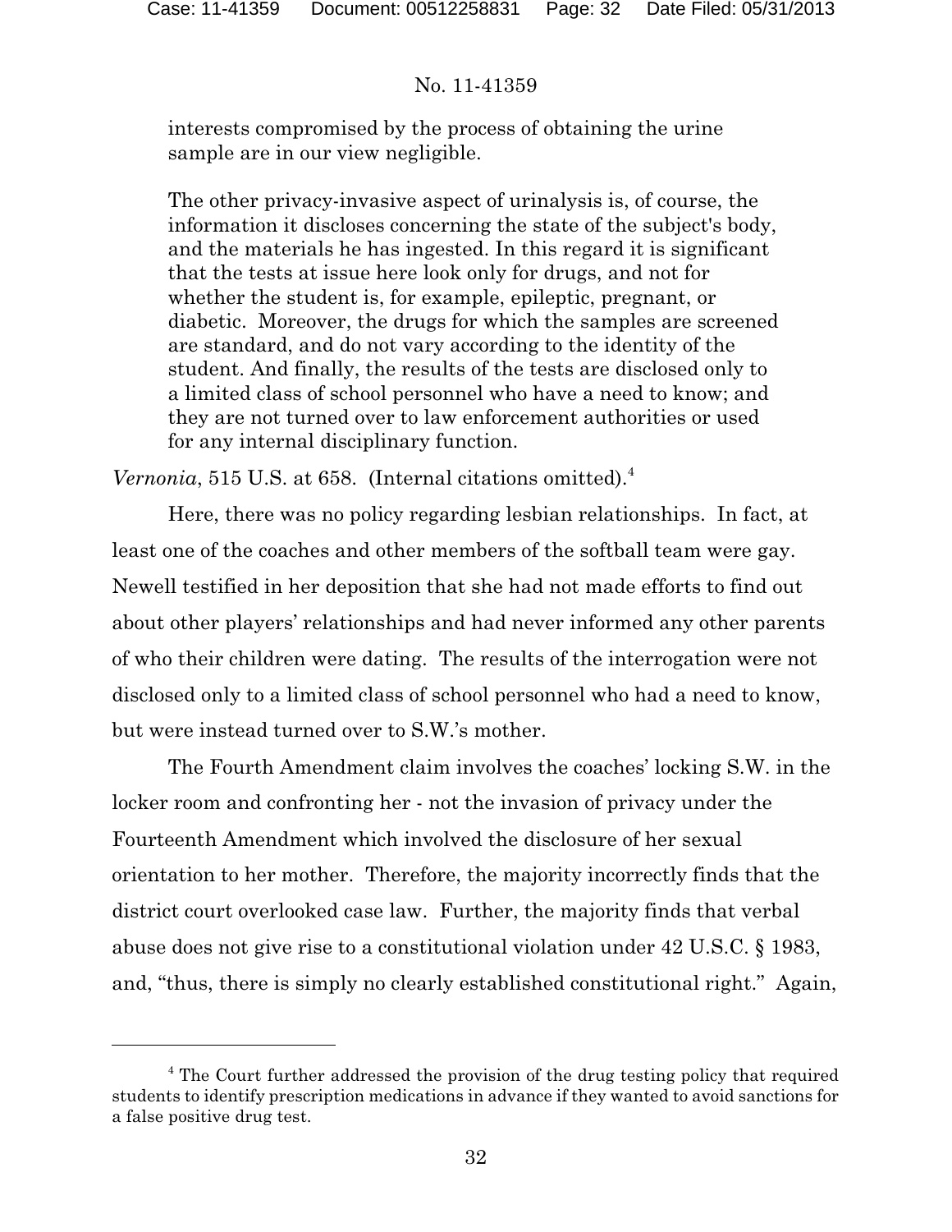> interests compromised by the process of obtaining the urine sample are in our view negligible.
>
> The other privacy-invasive aspect of urinalysis is, of course, the information it discloses concerning the state of the subject's body, and the materials he has ingested. In this regard it is significant that the tests at issue here look only for drugs, and not for whether the student is, for example, epileptic, pregnant, or diabetic. Moreover, the drugs for which the samples are screened are standard, and do not vary according to the identity of the student. And finally, the results of the tests are disclosed only to a limited class of school personnel who have a need to know; and they are not turned over to law enforcement authorities or used for any internal disciplinary function.

*Vernonia*, 515 U.S. at 658. (Internal citations omitted).[4]

Here, there was no policy regarding lesbian relationships. In fact, at least one of the coaches and other members of the softball team were gay. Newell testified in her deposition that she had not made efforts to find out about other players' relationships and had never informed any other parents of who their children were dating. The results of the interrogation were not disclosed only to a limited class of school personnel who had a need to know, but were instead turned over to S.W.'s mother.

The Fourth Amendment claim involves the coaches' locking S.W. in the locker room and confronting her - not the invasion of privacy under the Fourteenth Amendment which involved the disclosure of her sexual orientation to her mother. Therefore, the majority incorrectly finds that the district court overlooked case law. Further, the majority finds that verbal abuse does not give rise to a constitutional violation under 42 U.S.C. § 1983, and, "thus, there is simply no clearly established constitutional right." Again,

---

[4] The Court further addressed the provision of the drug testing policy that required students to identify prescription medications in advance if they wanted to avoid sanctions for a false positive drug test.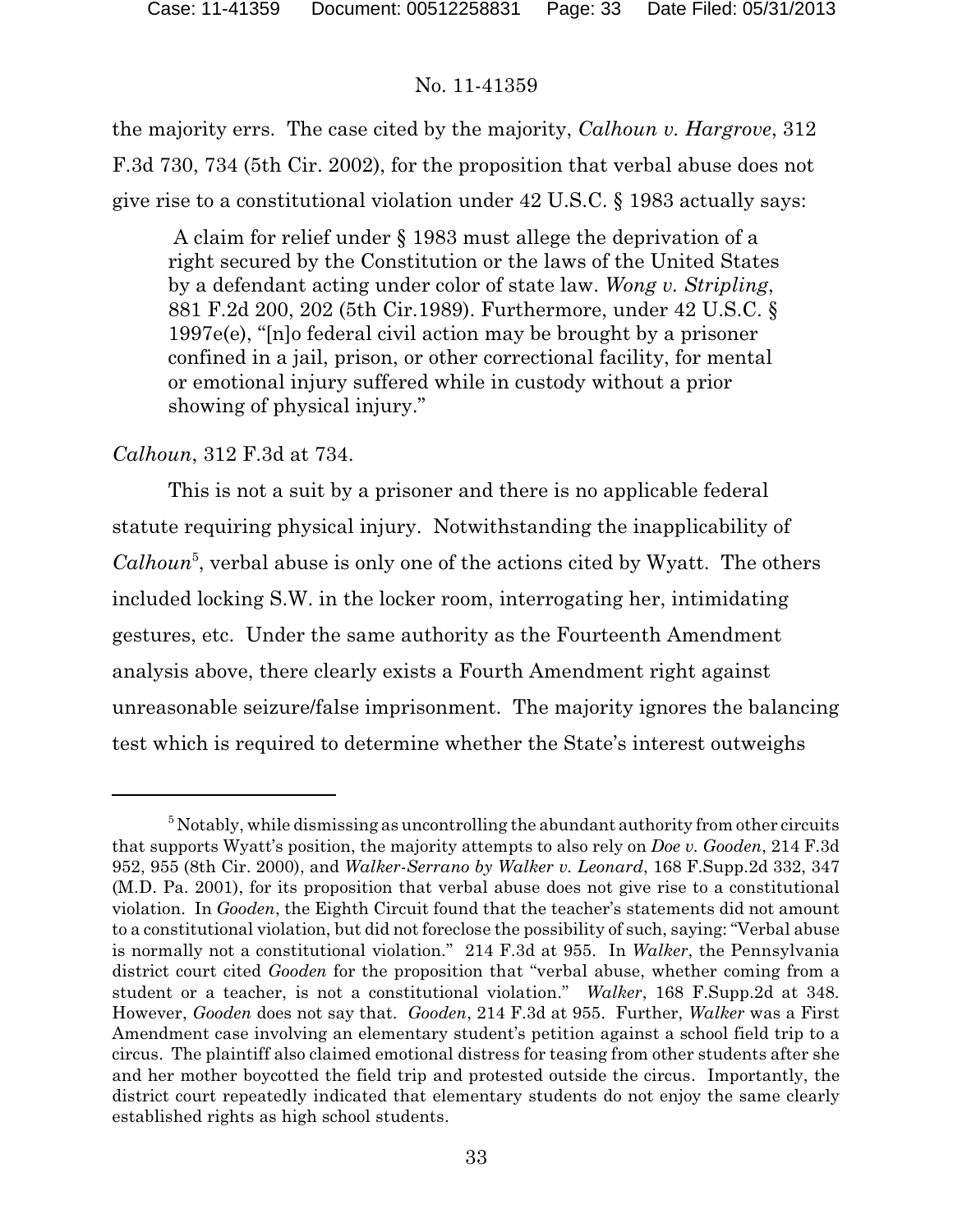the majority errs. The case cited by the majority, *Calhoun v. Hargrove*, 312 F.3d 730, 734 (5th Cir. 2002), for the proposition that verbal abuse does not give rise to a constitutional violation under 42 U.S.C. § 1983 actually says:

> A claim for relief under § 1983 must allege the deprivation of a right secured by the Constitution or the laws of the United States by a defendant acting under color of state law. *Wong v. Stripling*, 881 F.2d 200, 202 (5th Cir.1989). Furthermore, under 42 U.S.C. § 1997e(e), "[n]o federal civil action may be brought by a prisoner confined in a jail, prison, or other correctional facility, for mental or emotional injury suffered while in custody without a prior showing of physical injury."

*Calhoun*, 312 F.3d at 734.

This is not a suit by a prisoner and there is no applicable federal statute requiring physical injury. Notwithstanding the inapplicability of *Calhoun*[5], verbal abuse is only one of the actions cited by Wyatt. The others included locking S.W. in the locker room, interrogating her, intimidating gestures, etc. Under the same authority as the Fourteenth Amendment analysis above, there clearly exists a Fourth Amendment right against unreasonable seizure/false imprisonment. The majority ignores the balancing test which is required to determine whether the State's interest outweighs

---

[5] Notably, while dismissing as uncontrolling the abundant authority from other circuits that supports Wyatt's position, the majority attempts to also rely on *Doe v. Gooden*, 214 F.3d 952, 955 (8th Cir. 2000), and *Walker-Serrano by Walker v. Leonard*, 168 F.Supp.2d 332, 347 (M.D. Pa. 2001), for its proposition that verbal abuse does not give rise to a constitutional violation. In *Gooden*, the Eighth Circuit found that the teacher's statements did not amount to a constitutional violation, but did not foreclose the possibility of such, saying: "Verbal abuse is normally not a constitutional violation." 214 F.3d at 955. In *Walker*, the Pennsylvania district court cited *Gooden* for the proposition that "verbal abuse, whether coming from a student or a teacher, is not a constitutional violation." *Walker*, 168 F.Supp.2d at 348. However, *Gooden* does not say that. *Gooden*, 214 F.3d at 955. Further, *Walker* was a First Amendment case involving an elementary student's petition against a school field trip to a circus. The plaintiff also claimed emotional distress for teasing from other students after she and her mother boycotted the field trip and protested outside the circus. Importantly, the district court repeatedly indicated that elementary students do not enjoy the same clearly established rights as high school students.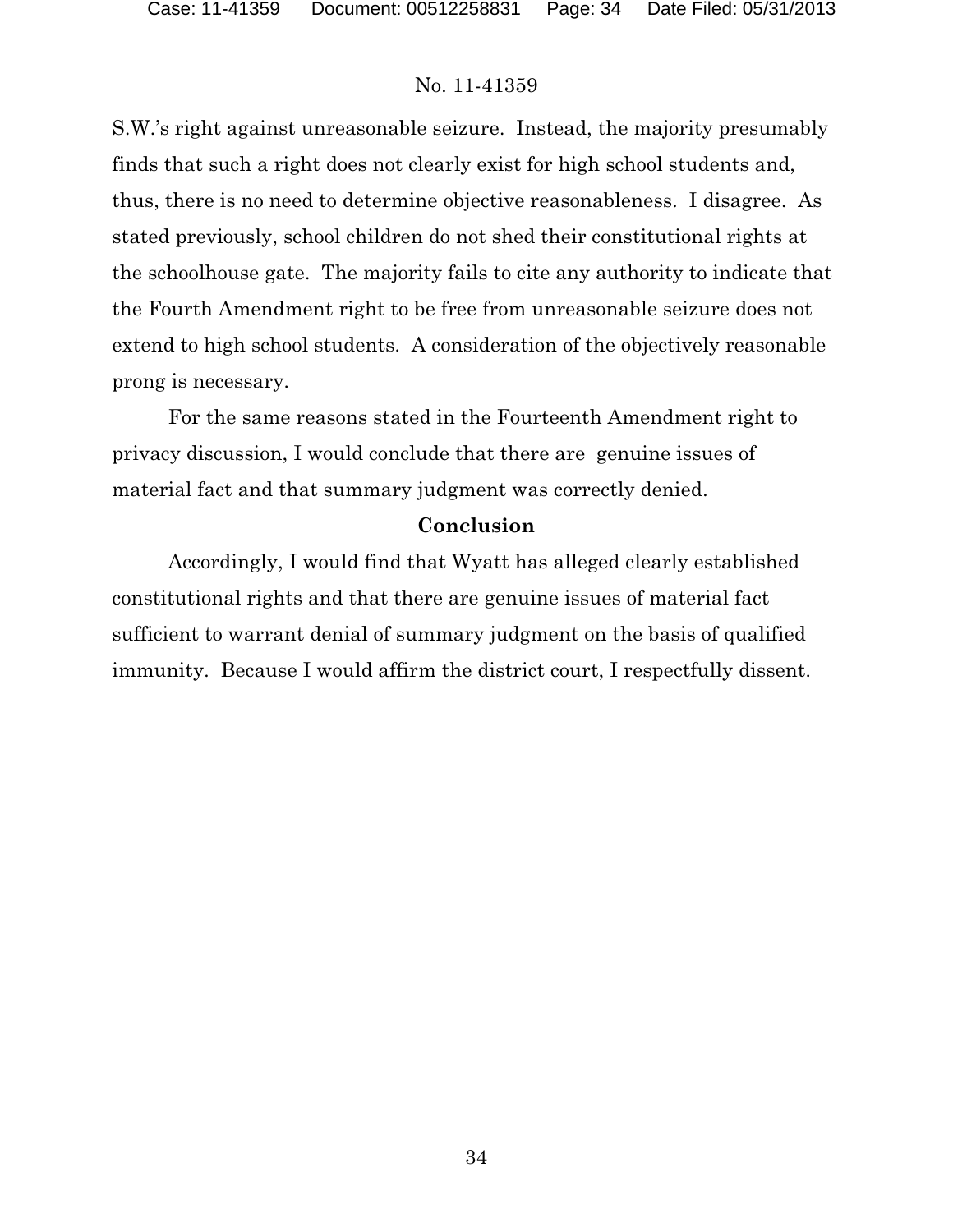S.W.'s right against unreasonable seizure. Instead, the majority presumably finds that such a right does not clearly exist for high school students and, thus, there is no need to determine objective reasonableness. I disagree. As stated previously, school children do not shed their constitutional rights at the schoolhouse gate. The majority fails to cite any authority to indicate that the Fourth Amendment right to be free from unreasonable seizure does not extend to high school students. A consideration of the objectively reasonable prong is necessary.

For the same reasons stated in the Fourteenth Amendment right to privacy discussion, I would conclude that there are genuine issues of material fact and that summary judgment was correctly denied.

## Conclusion

Accordingly, I would find that Wyatt has alleged clearly established constitutional rights and that there are genuine issues of material fact sufficient to warrant denial of summary judgment on the basis of qualified immunity. Because I would affirm the district court, I respectfully dissent.